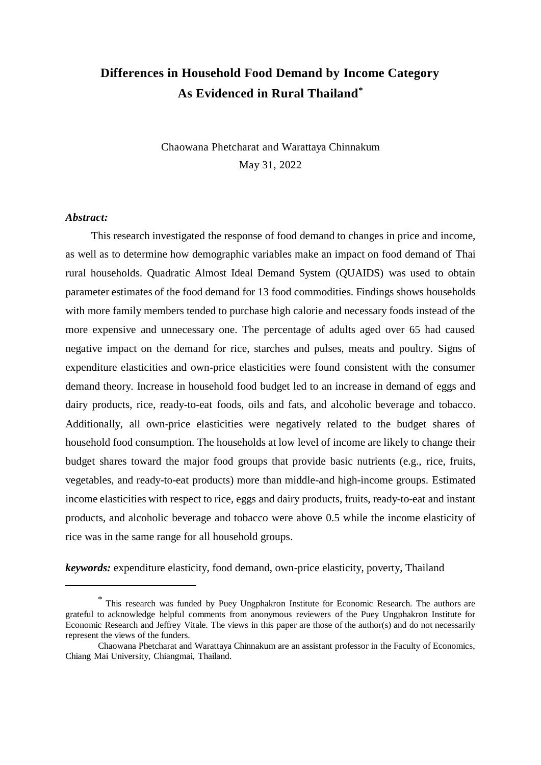# Differences in Household Food Demand by Income Category As Evidenced in Rural Thailand[*]

Chaowana Phetcharat and Warattaya Chinnakum

May 31, 2022

***Abstract:***

This research investigated the response of food demand to changes in price and income, as well as to determine how demographic variables make an impact on food demand of Thai rural households. Quadratic Almost Ideal Demand System (QUAIDS) was used to obtain parameter estimates of the food demand for 13 food commodities. Findings shows households with more family members tended to purchase high calorie and necessary foods instead of the more expensive and unnecessary one. The percentage of adults aged over 65 had caused negative impact on the demand for rice, starches and pulses, meats and poultry. Signs of expenditure elasticities and own-price elasticities were found consistent with the consumer demand theory. Increase in household food budget led to an increase in demand of eggs and dairy products, rice, ready-to-eat foods, oils and fats, and alcoholic beverage and tobacco. Additionally, all own-price elasticities were negatively related to the budget shares of household food consumption. The households at low level of income are likely to change their budget shares toward the major food groups that provide basic nutrients (e.g., rice, fruits, vegetables, and ready-to-eat products) more than middle-and high-income groups. Estimated income elasticities with respect to rice, eggs and dairy products, fruits, ready-to-eat and instant products, and alcoholic beverage and tobacco were above 0.5 while the income elasticity of rice was in the same range for all household groups.

***keywords:*** expenditure elasticity, food demand, own-price elasticity, poverty, Thailand

---

[*] This research was funded by Puey Ungphakron Institute for Economic Research. The authors are grateful to acknowledge helpful comments from anonymous reviewers of the Puey Ungphakron Institute for Economic Research and Jeffrey Vitale. The views in this paper are those of the author(s) and do not necessarily represent the views of the funders.

Chaowana Phetcharat and Warattaya Chinnakum are an assistant professor in the Faculty of Economics, Chiang Mai University, Chiangmai, Thailand.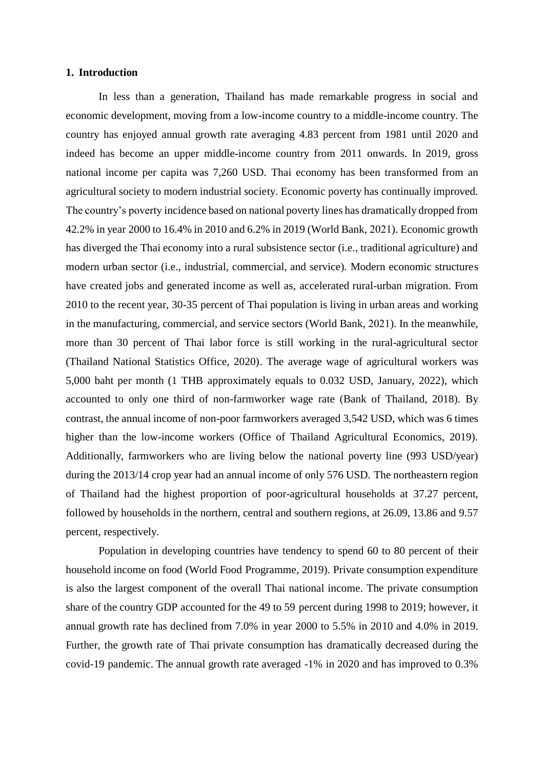## 1. Introduction

In less than a generation, Thailand has made remarkable progress in social and economic development, moving from a low-income country to a middle-income country. The country has enjoyed annual growth rate averaging 4.83 percent from 1981 until 2020 and indeed has become an upper middle-income country from 2011 onwards. In 2019, gross national income per capita was 7,260 USD. Thai economy has been transformed from an agricultural society to modern industrial society. Economic poverty has continually improved. The country's poverty incidence based on national poverty lines has dramatically dropped from 42.2% in year 2000 to 16.4% in 2010 and 6.2% in 2019 (World Bank, 2021). Economic growth has diverged the Thai economy into a rural subsistence sector (i.e., traditional agriculture) and modern urban sector (i.e., industrial, commercial, and service). Modern economic structures have created jobs and generated income as well as, accelerated rural-urban migration. From 2010 to the recent year, 30-35 percent of Thai population is living in urban areas and working in the manufacturing, commercial, and service sectors (World Bank, 2021). In the meanwhile, more than 30 percent of Thai labor force is still working in the rural-agricultural sector (Thailand National Statistics Office, 2020). The average wage of agricultural workers was 5,000 baht per month (1 THB approximately equals to 0.032 USD, January, 2022), which accounted to only one third of non-farmworker wage rate (Bank of Thailand, 2018). By contrast, the annual income of non-poor farmworkers averaged 3,542 USD, which was 6 times higher than the low-income workers (Office of Thailand Agricultural Economics, 2019). Additionally, farmworkers who are living below the national poverty line (993 USD/year) during the 2013/14 crop year had an annual income of only 576 USD. The northeastern region of Thailand had the highest proportion of poor-agricultural households at 37.27 percent, followed by households in the northern, central and southern regions, at 26.09, 13.86 and 9.57 percent, respectively.

Population in developing countries have tendency to spend 60 to 80 percent of their household income on food (World Food Programme, 2019). Private consumption expenditure is also the largest component of the overall Thai national income. The private consumption share of the country GDP accounted for the 49 to 59 percent during 1998 to 2019; however, it annual growth rate has declined from 7.0% in year 2000 to 5.5% in 2010 and 4.0% in 2019. Further, the growth rate of Thai private consumption has dramatically decreased during the covid-19 pandemic. The annual growth rate averaged -1% in 2020 and has improved to 0.3%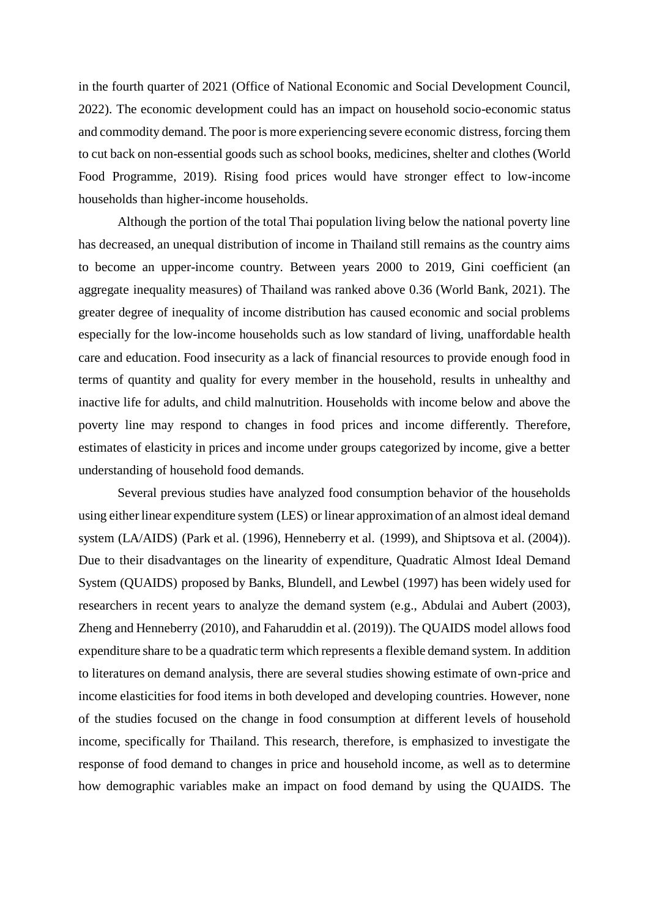in the fourth quarter of 2021 (Office of National Economic and Social Development Council, 2022). The economic development could has an impact on household socio-economic status and commodity demand. The poor is more experiencing severe economic distress, forcing them to cut back on non-essential goods such as school books, medicines, shelter and clothes (World Food Programme, 2019). Rising food prices would have stronger effect to low-income households than higher-income households.

Although the portion of the total Thai population living below the national poverty line has decreased, an unequal distribution of income in Thailand still remains as the country aims to become an upper-income country. Between years 2000 to 2019, Gini coefficient (an aggregate inequality measures) of Thailand was ranked above 0.36 (World Bank, 2021). The greater degree of inequality of income distribution has caused economic and social problems especially for the low-income households such as low standard of living, unaffordable health care and education. Food insecurity as a lack of financial resources to provide enough food in terms of quantity and quality for every member in the household, results in unhealthy and inactive life for adults, and child malnutrition. Households with income below and above the poverty line may respond to changes in food prices and income differently. Therefore, estimates of elasticity in prices and income under groups categorized by income, give a better understanding of household food demands.

Several previous studies have analyzed food consumption behavior of the households using either linear expenditure system (LES) or linear approximation of an almost ideal demand system (LA/AIDS) (Park et al. (1996), Henneberry et al. (1999), and Shiptsova et al. (2004)). Due to their disadvantages on the linearity of expenditure, Quadratic Almost Ideal Demand System (QUAIDS) proposed by Banks, Blundell, and Lewbel (1997) has been widely used for researchers in recent years to analyze the demand system (e.g., Abdulai and Aubert (2003), Zheng and Henneberry (2010), and Faharuddin et al. (2019)). The QUAIDS model allows food expenditure share to be a quadratic term which represents a flexible demand system. In addition to literatures on demand analysis, there are several studies showing estimate of own-price and income elasticities for food items in both developed and developing countries. However, none of the studies focused on the change in food consumption at different levels of household income, specifically for Thailand. This research, therefore, is emphasized to investigate the response of food demand to changes in price and household income, as well as to determine how demographic variables make an impact on food demand by using the QUAIDS. The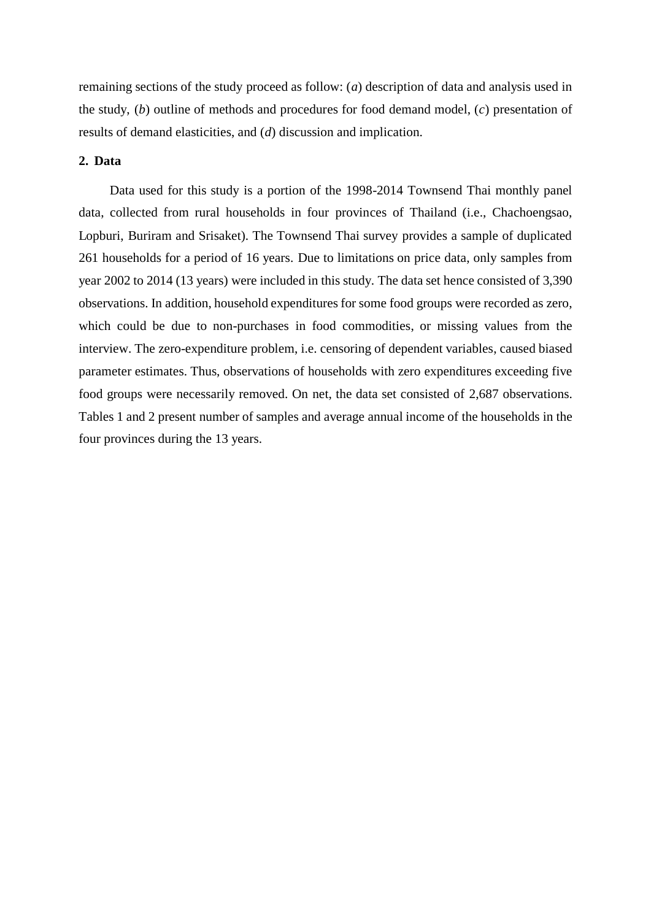remaining sections of the study proceed as follow: (*a*) description of data and analysis used in the study, (*b*) outline of methods and procedures for food demand model, (*c*) presentation of results of demand elasticities, and (*d*) discussion and implication.

## 2. Data

Data used for this study is a portion of the 1998-2014 Townsend Thai monthly panel data, collected from rural households in four provinces of Thailand (i.e., Chachoengsao, Lopburi, Buriram and Srisaket). The Townsend Thai survey provides a sample of duplicated 261 households for a period of 16 years. Due to limitations on price data, only samples from year 2002 to 2014 (13 years) were included in this study. The data set hence consisted of 3,390 observations. In addition, household expenditures for some food groups were recorded as zero, which could be due to non-purchases in food commodities, or missing values from the interview. The zero-expenditure problem, i.e. censoring of dependent variables, caused biased parameter estimates. Thus, observations of households with zero expenditures exceeding five food groups were necessarily removed. On net, the data set consisted of 2,687 observations. Tables 1 and 2 present number of samples and average annual income of the households in the four provinces during the 13 years.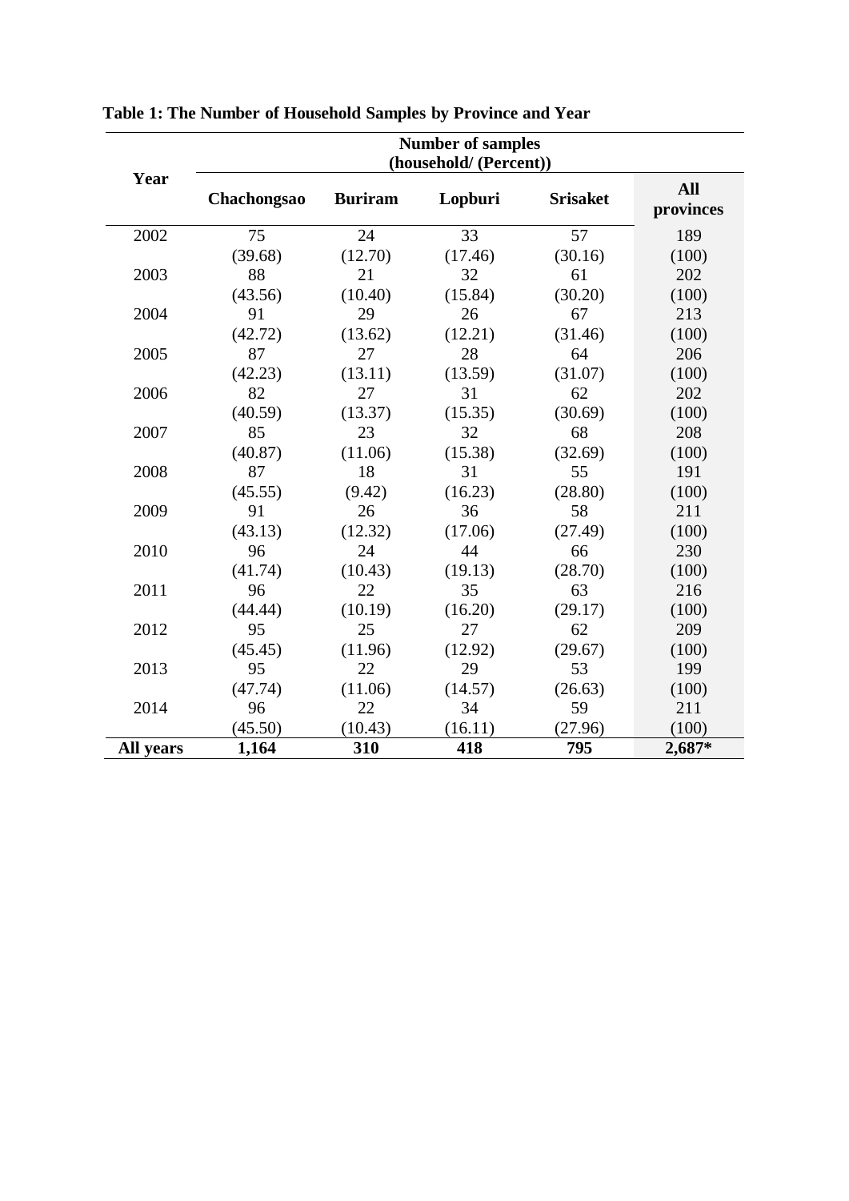**Table 1: The Number of Household Samples by Province and Year**

| Year | Number of samples (household/ (Percent)) | | | | |
|---|---|---|---|---|---|
| | **Chachongsao** | **Buriram** | **Lopburi** | **Srisaket** | **All provinces** |
| 2002 | 75 | 24 | 33 | 57 | 189 |
| | (39.68) | (12.70) | (17.46) | (30.16) | (100) |
| 2003 | 88 | 21 | 32 | 61 | 202 |
| | (43.56) | (10.40) | (15.84) | (30.20) | (100) |
| 2004 | 91 | 29 | 26 | 67 | 213 |
| | (42.72) | (13.62) | (12.21) | (31.46) | (100) |
| 2005 | 87 | 27 | 28 | 64 | 206 |
| | (42.23) | (13.11) | (13.59) | (31.07) | (100) |
| 2006 | 82 | 27 | 31 | 62 | 202 |
| | (40.59) | (13.37) | (15.35) | (30.69) | (100) |
| 2007 | 85 | 23 | 32 | 68 | 208 |
| | (40.87) | (11.06) | (15.38) | (32.69) | (100) |
| 2008 | 87 | 18 | 31 | 55 | 191 |
| | (45.55) | (9.42) | (16.23) | (28.80) | (100) |
| 2009 | 91 | 26 | 36 | 58 | 211 |
| | (43.13) | (12.32) | (17.06) | (27.49) | (100) |
| 2010 | 96 | 24 | 44 | 66 | 230 |
| | (41.74) | (10.43) | (19.13) | (28.70) | (100) |
| 2011 | 96 | 22 | 35 | 63 | 216 |
| | (44.44) | (10.19) | (16.20) | (29.17) | (100) |
| 2012 | 95 | 25 | 27 | 62 | 209 |
| | (45.45) | (11.96) | (12.92) | (29.67) | (100) |
| 2013 | 95 | 22 | 29 | 53 | 199 |
| | (47.74) | (11.06) | (14.57) | (26.63) | (100) |
| 2014 | 96 | 22 | 34 | 59 | 211 |
| | (45.50) | (10.43) | (16.11) | (27.96) | (100) |
| **All years** | **1,164** | **310** | **418** | **795** | **2,687*** |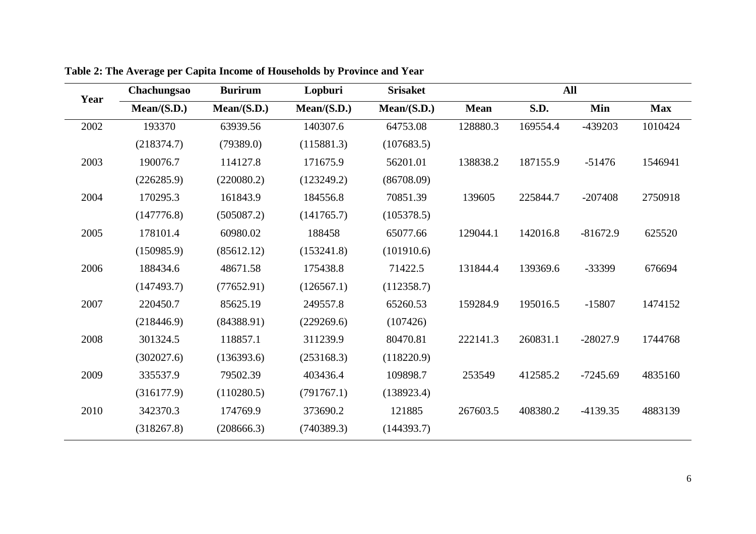**Table 2: The Average per Capita Income of Households by Province and Year**

| Year | Chachungsao | Burirum | Lopburi | Srisaket | All | | | |
|---|---|---|---|---|---|---|---|---|
| | Mean/(S.D.) | Mean/(S.D.) | Mean/(S.D.) | Mean/(S.D.) | Mean | S.D. | Min | Max |
| 2002 | 193370 | 63939.56 | 140307.6 | 64753.08 | 128880.3 | 169554.4 | -439203 | 1010424 |
| | (218374.7) | (79389.0) | (115881.3) | (107683.5) | | | | |
| 2003 | 190076.7 | 114127.8 | 171675.9 | 56201.01 | 138838.2 | 187155.9 | -51476 | 1546941 |
| | (226285.9) | (220080.2) | (123249.2) | (86708.09) | | | | |
| 2004 | 170295.3 | 161843.9 | 184556.8 | 70851.39 | 139605 | 225844.7 | -207408 | 2750918 |
| | (147776.8) | (505087.2) | (141765.7) | (105378.5) | | | | |
| 2005 | 178101.4 | 60980.02 | 188458 | 65077.66 | 129044.1 | 142016.8 | -81672.9 | 625520 |
| | (150985.9) | (85612.12) | (153241.8) | (101910.6) | | | | |
| 2006 | 188434.6 | 48671.58 | 175438.8 | 71422.5 | 131844.4 | 139369.6 | -33399 | 676694 |
| | (147493.7) | (77652.91) | (126567.1) | (112358.7) | | | | |
| 2007 | 220450.7 | 85625.19 | 249557.8 | 65260.53 | 159284.9 | 195016.5 | -15807 | 1474152 |
| | (218446.9) | (84388.91) | (229269.6) | (107426) | | | | |
| 2008 | 301324.5 | 118857.1 | 311239.9 | 80470.81 | 222141.3 | 260831.1 | -28027.9 | 1744768 |
| | (302027.6) | (136393.6) | (253168.3) | (118220.9) | | | | |
| 2009 | 335537.9 | 79502.39 | 403436.4 | 109898.7 | 253549 | 412585.2 | -7245.69 | 4835160 |
| | (316177.9) | (110280.5) | (791767.1) | (138923.4) | | | | |
| 2010 | 342370.3 | 174769.9 | 373690.2 | 121885 | 267603.5 | 408380.2 | -4139.35 | 4883139 |
| | (318267.8) | (208666.3) | (740389.3) | (144393.7) | | | | |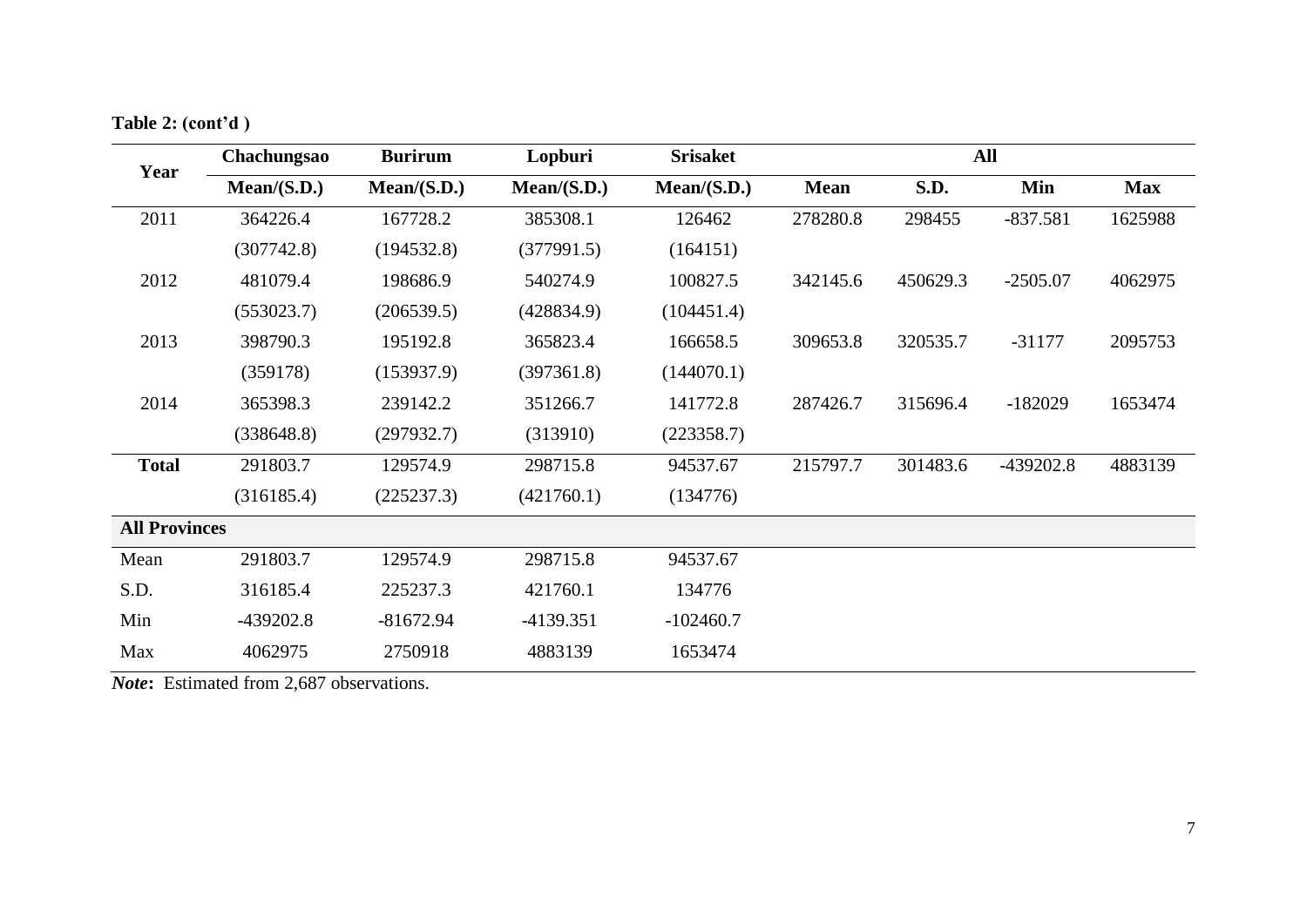**Table 2: (cont'd )**

| Year | Chachungsao | Burirum | Lopburi | Srisaket | All | | | |
|---|---|---|---|---|---|---|---|---|
| | Mean/(S.D.) | Mean/(S.D.) | Mean/(S.D.) | Mean/(S.D.) | Mean | S.D. | Min | Max |
| 2011 | 364226.4 | 167728.2 | 385308.1 | 126462 | 278280.8 | 298455 | -837.581 | 1625988 |
| | (307742.8) | (194532.8) | (377991.5) | (164151) | | | | |
| 2012 | 481079.4 | 198686.9 | 540274.9 | 100827.5 | 342145.6 | 450629.3 | -2505.07 | 4062975 |
| | (553023.7) | (206539.5) | (428834.9) | (104451.4) | | | | |
| 2013 | 398790.3 | 195192.8 | 365823.4 | 166658.5 | 309653.8 | 320535.7 | -31177 | 2095753 |
| | (359178) | (153937.9) | (397361.8) | (144070.1) | | | | |
| 2014 | 365398.3 | 239142.2 | 351266.7 | 141772.8 | 287426.7 | 315696.4 | -182029 | 1653474 |
| | (338648.8) | (297932.7) | (313910) | (223358.7) | | | | |
| **Total** | 291803.7 | 129574.9 | 298715.8 | 94537.67 | 215797.7 | 301483.6 | -439202.8 | 4883139 |
| | (316185.4) | (225237.3) | (421760.1) | (134776) | | | | |
| **All Provinces** | | | | | | | | |
| Mean | 291803.7 | 129574.9 | 298715.8 | 94537.67 | | | | |
| S.D. | 316185.4 | 225237.3 | 421760.1 | 134776 | | | | |
| Min | -439202.8 | -81672.94 | -4139.351 | -102460.7 | | | | |
| Max | 4062975 | 2750918 | 4883139 | 1653474 | | | | |

***Note*:** Estimated from 2,687 observations.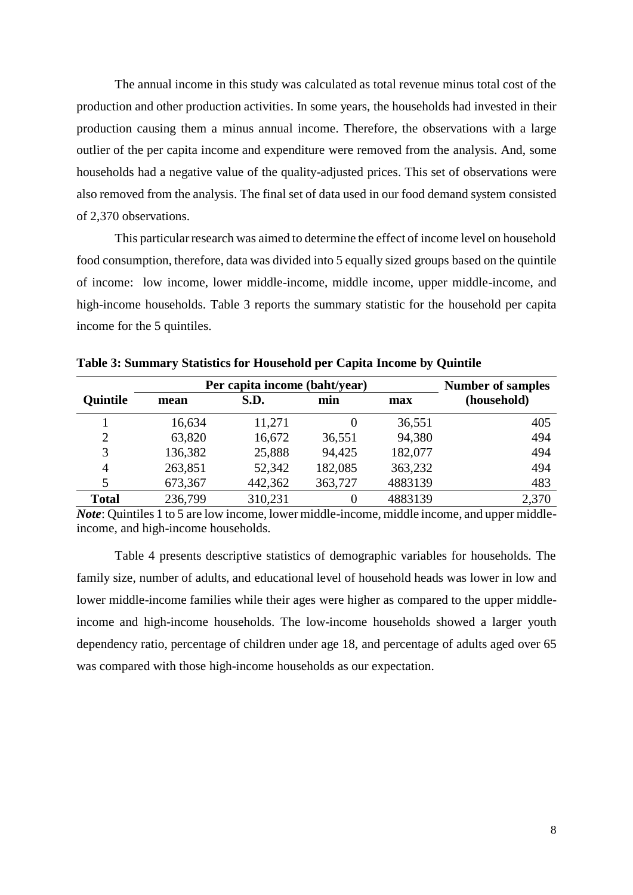The annual income in this study was calculated as total revenue minus total cost of the production and other production activities. In some years, the households had invested in their production causing them a minus annual income. Therefore, the observations with a large outlier of the per capita income and expenditure were removed from the analysis. And, some households had a negative value of the quality-adjusted prices. This set of observations were also removed from the analysis. The final set of data used in our food demand system consisted of 2,370 observations.

This particular research was aimed to determine the effect of income level on household food consumption, therefore, data was divided into 5 equally sized groups based on the quintile of income: low income, lower middle-income, middle income, upper middle-income, and high-income households. Table 3 reports the summary statistic for the household per capita income for the 5 quintiles.

**Table 3: Summary Statistics for Household per Capita Income by Quintile**

| Quintile | Per capita income (baht/year) | | | | Number of samples (household) |
|---|---|---|---|---|---|
| | mean | S.D. | min | max | |
| 1 | 16,634 | 11,271 | 0 | 36,551 | 405 |
| 2 | 63,820 | 16,672 | 36,551 | 94,380 | 494 |
| 3 | 136,382 | 25,888 | 94,425 | 182,077 | 494 |
| 4 | 263,851 | 52,342 | 182,085 | 363,232 | 494 |
| 5 | 673,367 | 442,362 | 363,727 | 4883139 | 483 |
| **Total** | 236,799 | 310,231 | 0 | 4883139 | 2,370 |

***Note***: Quintiles 1 to 5 are low income, lower middle-income, middle income, and upper middle-income, and high-income households.

Table 4 presents descriptive statistics of demographic variables for households. The family size, number of adults, and educational level of household heads was lower in low and lower middle-income families while their ages were higher as compared to the upper middle-income and high-income households. The low-income households showed a larger youth dependency ratio, percentage of children under age 18, and percentage of adults aged over 65 was compared with those high-income households as our expectation.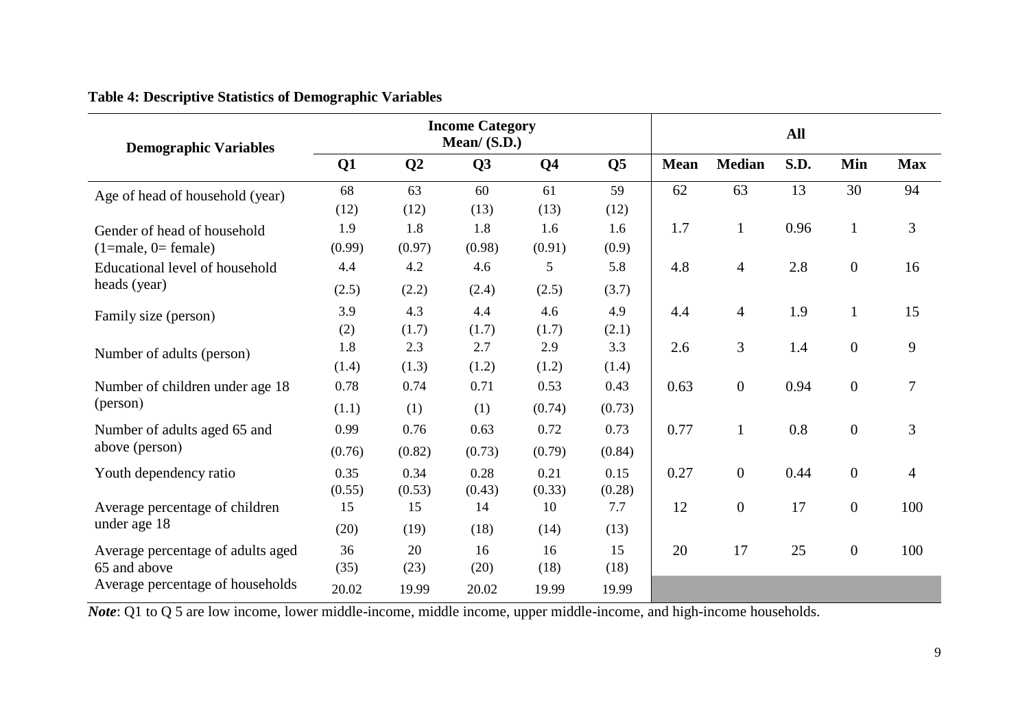**Table 4: Descriptive Statistics of Demographic Variables**

| Demographic Variables | Income Category Mean/ (S.D.) | | | | | All | | | | |
|---|---|---|---|---|---|---|---|---|---|---|
| | Q1 | Q2 | Q3 | Q4 | Q5 | Mean | Median | S.D. | Min | Max |
| Age of head of household (year) | 68 (12) | 63 (12) | 60 (13) | 61 (13) | 59 (12) | 62 | 63 | 13 | 30 | 94 |
| Gender of head of household (1=male, 0= female) | 1.9 (0.99) | 1.8 (0.97) | 1.8 (0.98) | 1.6 (0.91) | 1.6 (0.9) | 1.7 | 1 | 0.96 | 1 | 3 |
| Educational level of household heads (year) | 4.4 (2.5) | 4.2 (2.2) | 4.6 (2.4) | 5 (2.5) | 5.8 (3.7) | 4.8 | 4 | 2.8 | 0 | 16 |
| Family size (person) | 3.9 (2) | 4.3 (1.7) | 4.4 (1.7) | 4.6 (1.7) | 4.9 (2.1) | 4.4 | 4 | 1.9 | 1 | 15 |
| Number of adults (person) | 1.8 (1.4) | 2.3 (1.3) | 2.7 (1.2) | 2.9 (1.2) | 3.3 (1.4) | 2.6 | 3 | 1.4 | 0 | 9 |
| Number of children under age 18 (person) | 0.78 (1.1) | 0.74 (1) | 0.71 (1) | 0.53 (0.74) | 0.43 (0.73) | 0.63 | 0 | 0.94 | 0 | 7 |
| Number of adults aged 65 and above (person) | 0.99 (0.76) | 0.76 (0.82) | 0.63 (0.73) | 0.72 (0.79) | 0.73 (0.84) | 0.77 | 1 | 0.8 | 0 | 3 |
| Youth dependency ratio | 0.35 (0.55) | 0.34 (0.53) | 0.28 (0.43) | 0.21 (0.33) | 0.15 (0.28) | 0.27 | 0 | 0.44 | 0 | 4 |
| Average percentage of children under age 18 | 15 (20) | 15 (19) | 14 (18) | 10 (14) | 7.7 (13) | 12 | 0 | 17 | 0 | 100 |
| Average percentage of adults aged 65 and above | 36 (35) | 20 (23) | 16 (20) | 16 (18) | 15 (18) | 20 | 17 | 25 | 0 | 100 |
| Average percentage of households | 20.02 | 19.99 | 20.02 | 19.99 | 19.99 | | | | | |

***Note***: Q1 to Q 5 are low income, lower middle-income, middle income, upper middle-income, and high-income households.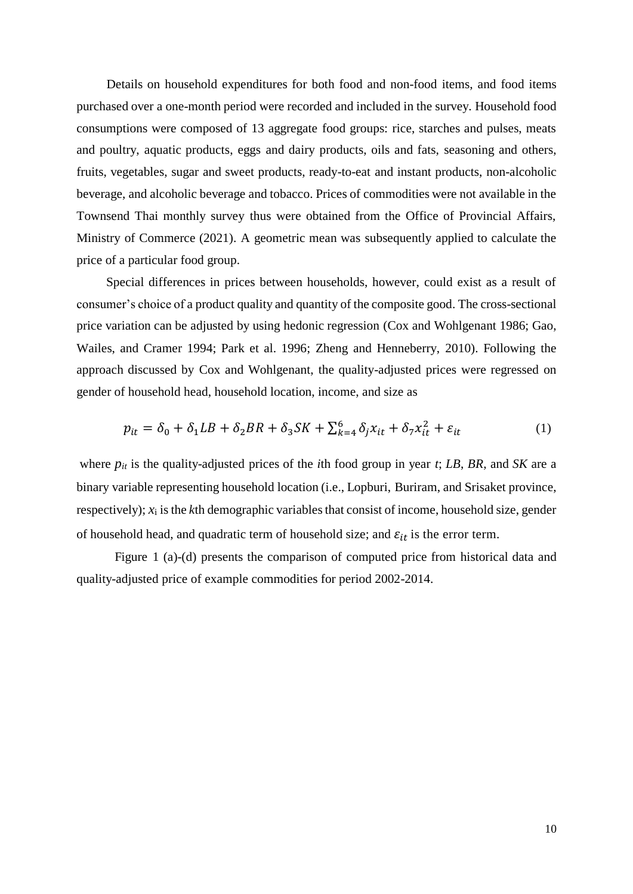Details on household expenditures for both food and non-food items, and food items purchased over a one-month period were recorded and included in the survey. Household food consumptions were composed of 13 aggregate food groups: rice, starches and pulses, meats and poultry, aquatic products, eggs and dairy products, oils and fats, seasoning and others, fruits, vegetables, sugar and sweet products, ready-to-eat and instant products, non-alcoholic beverage, and alcoholic beverage and tobacco. Prices of commodities were not available in the Townsend Thai monthly survey thus were obtained from the Office of Provincial Affairs, Ministry of Commerce (2021). A geometric mean was subsequently applied to calculate the price of a particular food group.

Special differences in prices between households, however, could exist as a result of consumer's choice of a product quality and quantity of the composite good. The cross-sectional price variation can be adjusted by using hedonic regression (Cox and Wohlgenant 1986; Gao, Wailes, and Cramer 1994; Park et al. 1996; Zheng and Henneberry, 2010). Following the approach discussed by Cox and Wohlgenant, the quality-adjusted prices were regressed on gender of household head, household location, income, and size as

$$p_{it} = \delta_0 + \delta_1 LB + \delta_2 BR + \delta_3 SK + \sum_{k=4}^{6} \delta_j x_{it} + \delta_7 x_{it}^2 + \varepsilon_{it} \tag{1}$$

where $p_{it}$ is the quality-adjusted prices of the *i*th food group in year *t*; *LB*, *BR*, and *SK* are a binary variable representing household location (i.e., Lopburi, Buriram, and Srisaket province, respectively); $x_i$ is the *k*th demographic variables that consist of income, household size, gender of household head, and quadratic term of household size; and $\varepsilon_{it}$ is the error term.

Figure 1 (a)-(d) presents the comparison of computed price from historical data and quality-adjusted price of example commodities for period 2002-2014.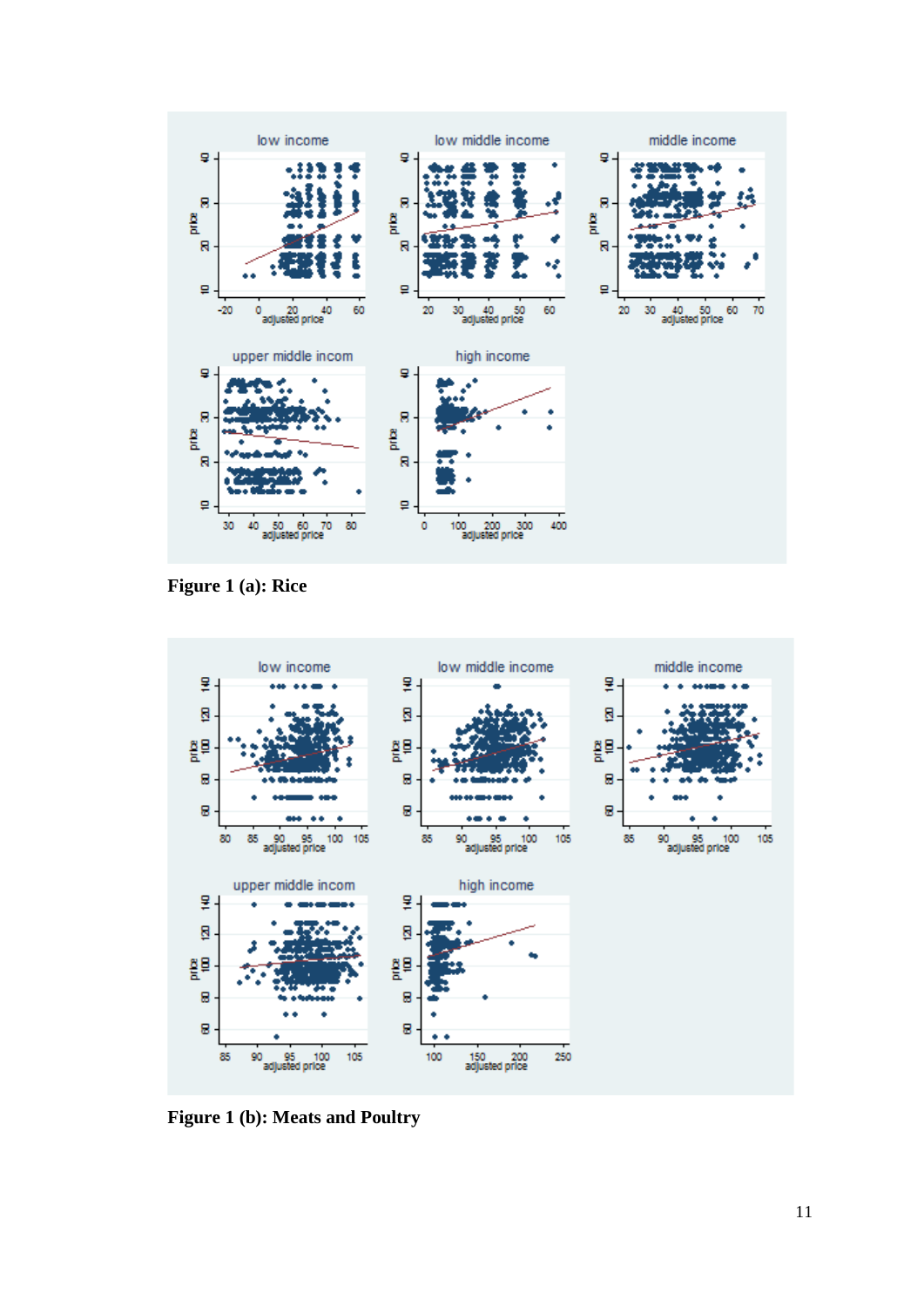**Figure 1 (a): Rice**

**Figure 1 (b): Meats and Poultry**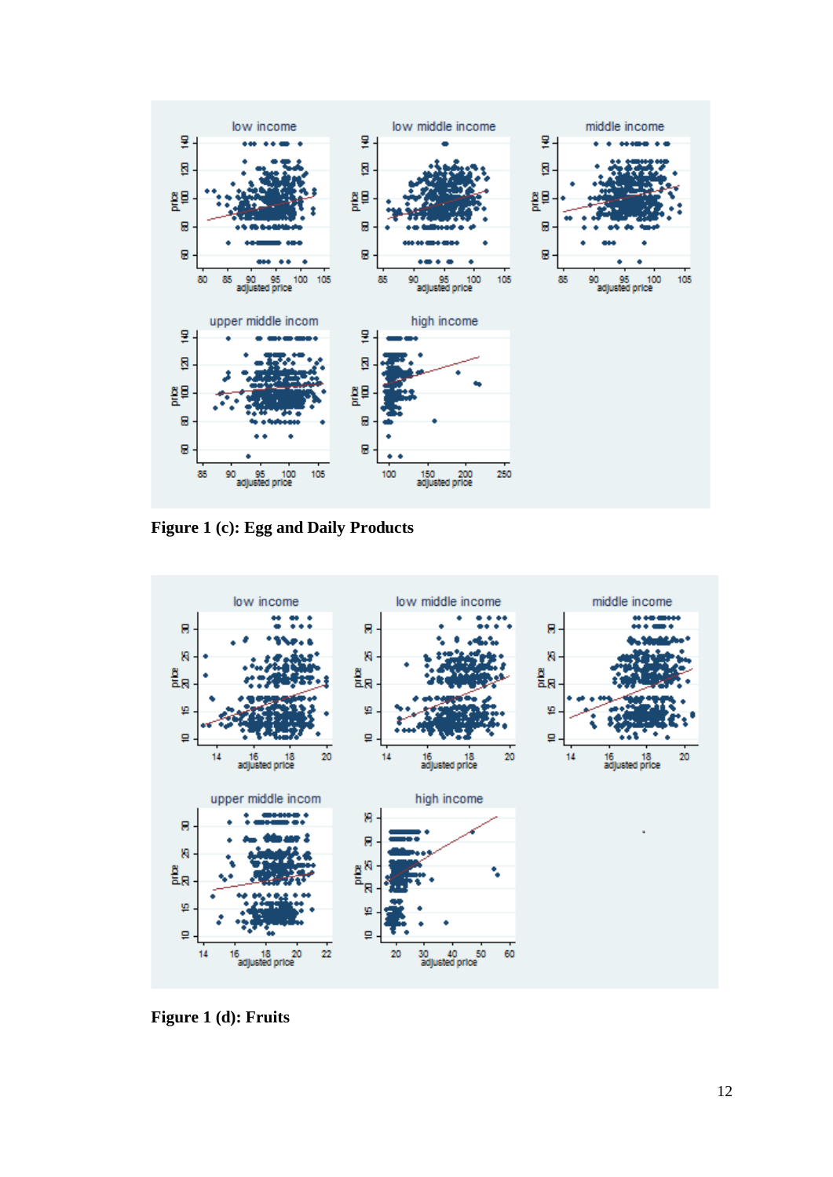**Figure 1 (c): Egg and Daily Products**

**Figure 1 (d): Fruits**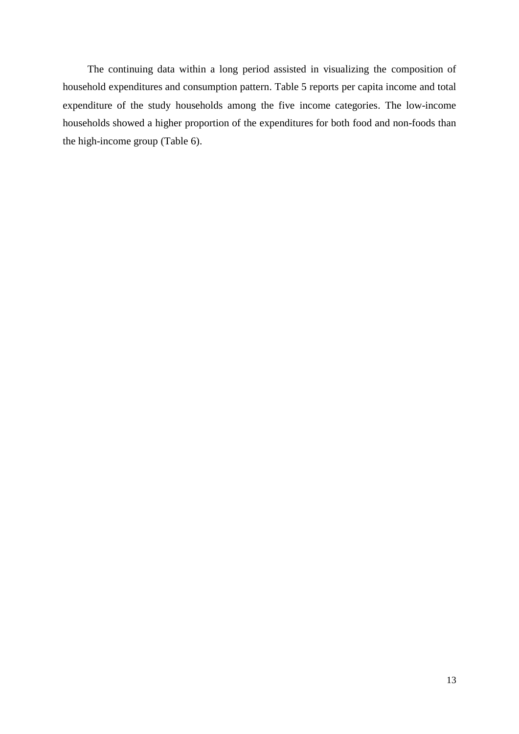The continuing data within a long period assisted in visualizing the composition of household expenditures and consumption pattern. Table 5 reports per capita income and total expenditure of the study households among the five income categories. The low-income households showed a higher proportion of the expenditures for both food and non-foods than the high-income group (Table 6).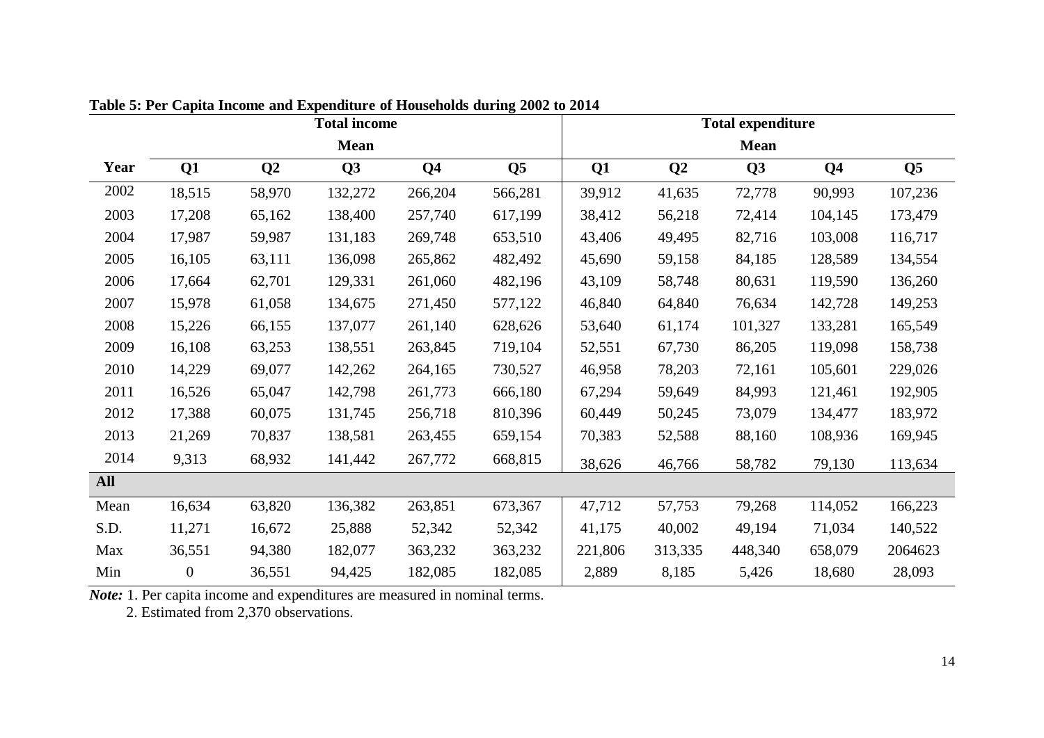**Table 5: Per Capita Income and Expenditure of Households during 2002 to 2014**

| | Total income | | | | | Total expenditure | | | | |
|---|---|---|---|---|---|---|---|---|---|---|
| | Mean | | | | | Mean | | | | |
| **Year** | **Q1** | **Q2** | **Q3** | **Q4** | **Q5** | **Q1** | **Q2** | **Q3** | **Q4** | **Q5** |
| 2002 | 18,515 | 58,970 | 132,272 | 266,204 | 566,281 | 39,912 | 41,635 | 72,778 | 90,993 | 107,236 |
| 2003 | 17,208 | 65,162 | 138,400 | 257,740 | 617,199 | 38,412 | 56,218 | 72,414 | 104,145 | 173,479 |
| 2004 | 17,987 | 59,987 | 131,183 | 269,748 | 653,510 | 43,406 | 49,495 | 82,716 | 103,008 | 116,717 |
| 2005 | 16,105 | 63,111 | 136,098 | 265,862 | 482,492 | 45,690 | 59,158 | 84,185 | 128,589 | 134,554 |
| 2006 | 17,664 | 62,701 | 129,331 | 261,060 | 482,196 | 43,109 | 58,748 | 80,631 | 119,590 | 136,260 |
| 2007 | 15,978 | 61,058 | 134,675 | 271,450 | 577,122 | 46,840 | 64,840 | 76,634 | 142,728 | 149,253 |
| 2008 | 15,226 | 66,155 | 137,077 | 261,140 | 628,626 | 53,640 | 61,174 | 101,327 | 133,281 | 165,549 |
| 2009 | 16,108 | 63,253 | 138,551 | 263,845 | 719,104 | 52,551 | 67,730 | 86,205 | 119,098 | 158,738 |
| 2010 | 14,229 | 69,077 | 142,262 | 264,165 | 730,527 | 46,958 | 78,203 | 72,161 | 105,601 | 229,026 |
| 2011 | 16,526 | 65,047 | 142,798 | 261,773 | 666,180 | 67,294 | 59,649 | 84,993 | 121,461 | 192,905 |
| 2012 | 17,388 | 60,075 | 131,745 | 256,718 | 810,396 | 60,449 | 50,245 | 73,079 | 134,477 | 183,972 |
| 2013 | 21,269 | 70,837 | 138,581 | 263,455 | 659,154 | 70,383 | 52,588 | 88,160 | 108,936 | 169,945 |
| 2014 | 9,313 | 68,932 | 141,442 | 267,772 | 668,815 | 38,626 | 46,766 | 58,782 | 79,130 | 113,634 |
| **All** | | | | | | | | | | |
| Mean | 16,634 | 63,820 | 136,382 | 263,851 | 673,367 | 47,712 | 57,753 | 79,268 | 114,052 | 166,223 |
| S.D. | 11,271 | 16,672 | 25,888 | 52,342 | 52,342 | 41,175 | 40,002 | 49,194 | 71,034 | 140,522 |
| Max | 36,551 | 94,380 | 182,077 | 363,232 | 363,232 | 221,806 | 313,335 | 448,340 | 658,079 | 2064623 |
| Min | 0 | 36,551 | 94,425 | 182,085 | 182,085 | 2,889 | 8,185 | 5,426 | 18,680 | 28,093 |

***Note:*** 1. Per capita income and expenditures are measured in nominal terms.
2. Estimated from 2,370 observations.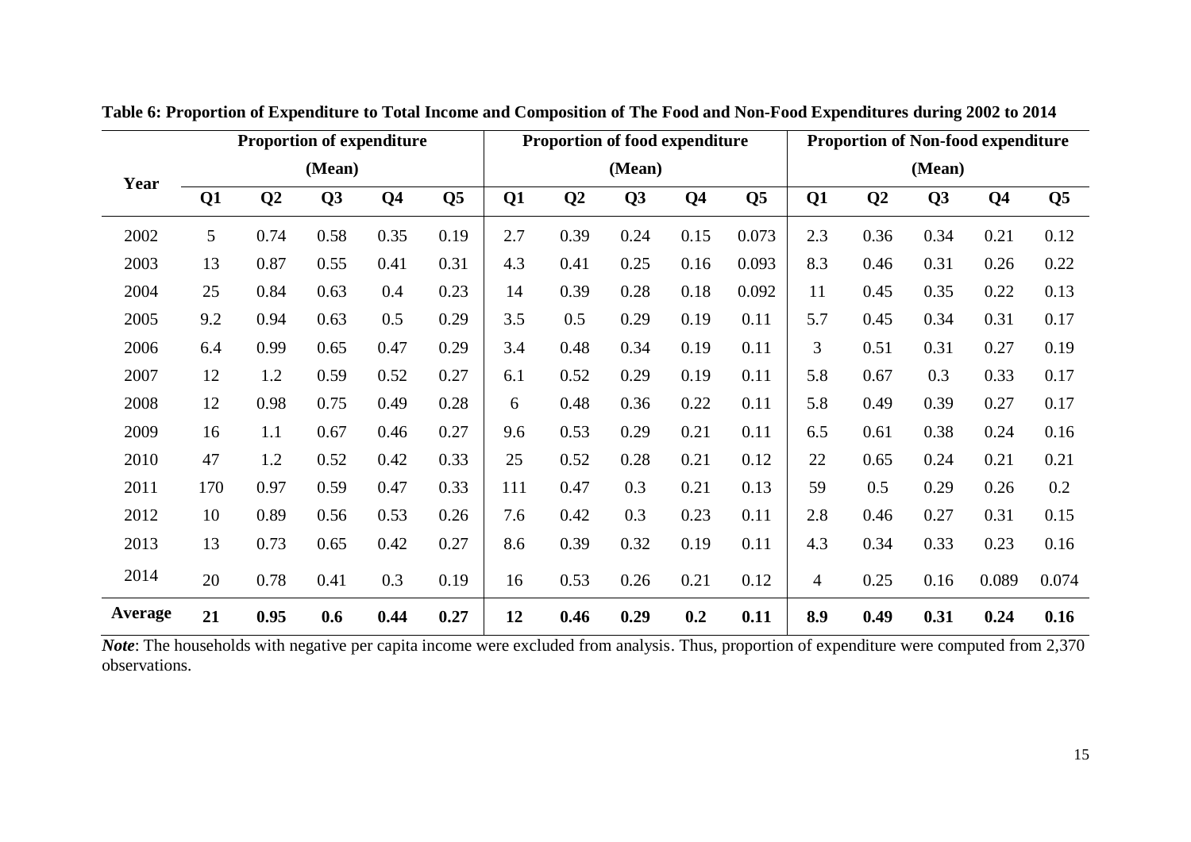**Table 6: Proportion of Expenditure to Total Income and Composition of The Food and Non-Food Expenditures during 2002 to 2014**

| Year | Proportion of expenditure (Mean) | | | | | Proportion of food expenditure (Mean) | | | | | Proportion of Non-food expenditure (Mean) | | | | |
|---|---|---|---|---|---|---|---|---|---|---|---|---|---|---|---|
| | Q1 | Q2 | Q3 | Q4 | Q5 | Q1 | Q2 | Q3 | Q4 | Q5 | Q1 | Q2 | Q3 | Q4 | Q5 |
| 2002 | 5 | 0.74 | 0.58 | 0.35 | 0.19 | 2.7 | 0.39 | 0.24 | 0.15 | 0.073 | 2.3 | 0.36 | 0.34 | 0.21 | 0.12 |
| 2003 | 13 | 0.87 | 0.55 | 0.41 | 0.31 | 4.3 | 0.41 | 0.25 | 0.16 | 0.093 | 8.3 | 0.46 | 0.31 | 0.26 | 0.22 |
| 2004 | 25 | 0.84 | 0.63 | 0.4 | 0.23 | 14 | 0.39 | 0.28 | 0.18 | 0.092 | 11 | 0.45 | 0.35 | 0.22 | 0.13 |
| 2005 | 9.2 | 0.94 | 0.63 | 0.5 | 0.29 | 3.5 | 0.5 | 0.29 | 0.19 | 0.11 | 5.7 | 0.45 | 0.34 | 0.31 | 0.17 |
| 2006 | 6.4 | 0.99 | 0.65 | 0.47 | 0.29 | 3.4 | 0.48 | 0.34 | 0.19 | 0.11 | 3 | 0.51 | 0.31 | 0.27 | 0.19 |
| 2007 | 12 | 1.2 | 0.59 | 0.52 | 0.27 | 6.1 | 0.52 | 0.29 | 0.19 | 0.11 | 5.8 | 0.67 | 0.3 | 0.33 | 0.17 |
| 2008 | 12 | 0.98 | 0.75 | 0.49 | 0.28 | 6 | 0.48 | 0.36 | 0.22 | 0.11 | 5.8 | 0.49 | 0.39 | 0.27 | 0.17 |
| 2009 | 16 | 1.1 | 0.67 | 0.46 | 0.27 | 9.6 | 0.53 | 0.29 | 0.21 | 0.11 | 6.5 | 0.61 | 0.38 | 0.24 | 0.16 |
| 2010 | 47 | 1.2 | 0.52 | 0.42 | 0.33 | 25 | 0.52 | 0.28 | 0.21 | 0.12 | 22 | 0.65 | 0.24 | 0.21 | 0.21 |
| 2011 | 170 | 0.97 | 0.59 | 0.47 | 0.33 | 111 | 0.47 | 0.3 | 0.21 | 0.13 | 59 | 0.5 | 0.29 | 0.26 | 0.2 |
| 2012 | 10 | 0.89 | 0.56 | 0.53 | 0.26 | 7.6 | 0.42 | 0.3 | 0.23 | 0.11 | 2.8 | 0.46 | 0.27 | 0.31 | 0.15 |
| 2013 | 13 | 0.73 | 0.65 | 0.42 | 0.27 | 8.6 | 0.39 | 0.32 | 0.19 | 0.11 | 4.3 | 0.34 | 0.33 | 0.23 | 0.16 |
| 2014 | 20 | 0.78 | 0.41 | 0.3 | 0.19 | 16 | 0.53 | 0.26 | 0.21 | 0.12 | 4 | 0.25 | 0.16 | 0.089 | 0.074 |
| **Average** | **21** | **0.95** | **0.6** | **0.44** | **0.27** | **12** | **0.46** | **0.29** | **0.2** | **0.11** | **8.9** | **0.49** | **0.31** | **0.24** | **0.16** |

***Note***: The households with negative per capita income were excluded from analysis. Thus, proportion of expenditure were computed from 2,370 observations.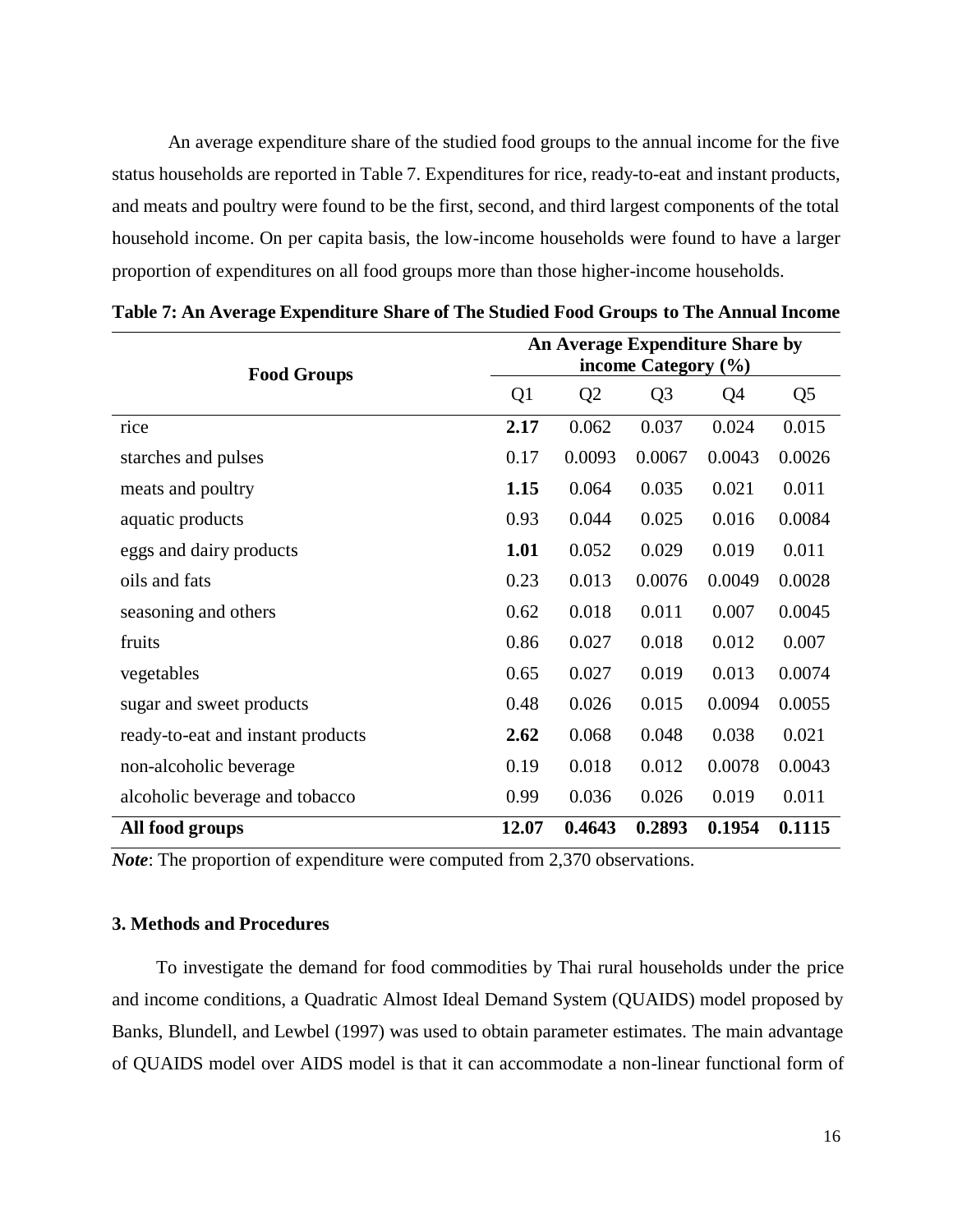An average expenditure share of the studied food groups to the annual income for the five status households are reported in Table 7. Expenditures for rice, ready-to-eat and instant products, and meats and poultry were found to be the first, second, and third largest components of the total household income. On per capita basis, the low-income households were found to have a larger proportion of expenditures on all food groups more than those higher-income households.

**Table 7: An Average Expenditure Share of The Studied Food Groups to The Annual Income**

| **Food Groups** | **An Average Expenditure Share by income Category (%)** | | | | |
|---|---|---|---|---|---|
| | Q1 | Q2 | Q3 | Q4 | Q5 |
| rice | **2.17** | 0.062 | 0.037 | 0.024 | 0.015 |
| starches and pulses | 0.17 | 0.0093 | 0.0067 | 0.0043 | 0.0026 |
| meats and poultry | **1.15** | 0.064 | 0.035 | 0.021 | 0.011 |
| aquatic products | 0.93 | 0.044 | 0.025 | 0.016 | 0.0084 |
| eggs and dairy products | **1.01** | 0.052 | 0.029 | 0.019 | 0.011 |
| oils and fats | 0.23 | 0.013 | 0.0076 | 0.0049 | 0.0028 |
| seasoning and others | 0.62 | 0.018 | 0.011 | 0.007 | 0.0045 |
| fruits | 0.86 | 0.027 | 0.018 | 0.012 | 0.007 |
| vegetables | 0.65 | 0.027 | 0.019 | 0.013 | 0.0074 |
| sugar and sweet products | 0.48 | 0.026 | 0.015 | 0.0094 | 0.0055 |
| ready-to-eat and instant products | **2.62** | 0.068 | 0.048 | 0.038 | 0.021 |
| non-alcoholic beverage | 0.19 | 0.018 | 0.012 | 0.0078 | 0.0043 |
| alcoholic beverage and tobacco | 0.99 | 0.036 | 0.026 | 0.019 | 0.011 |
| **All food groups** | **12.07** | **0.4643** | **0.2893** | **0.1954** | **0.1115** |

***Note***: The proportion of expenditure were computed from 2,370 observations.

### 3. Methods and Procedures

To investigate the demand for food commodities by Thai rural households under the price and income conditions, a Quadratic Almost Ideal Demand System (QUAIDS) model proposed by Banks, Blundell, and Lewbel (1997) was used to obtain parameter estimates. The main advantage of QUAIDS model over AIDS model is that it can accommodate a non-linear functional form of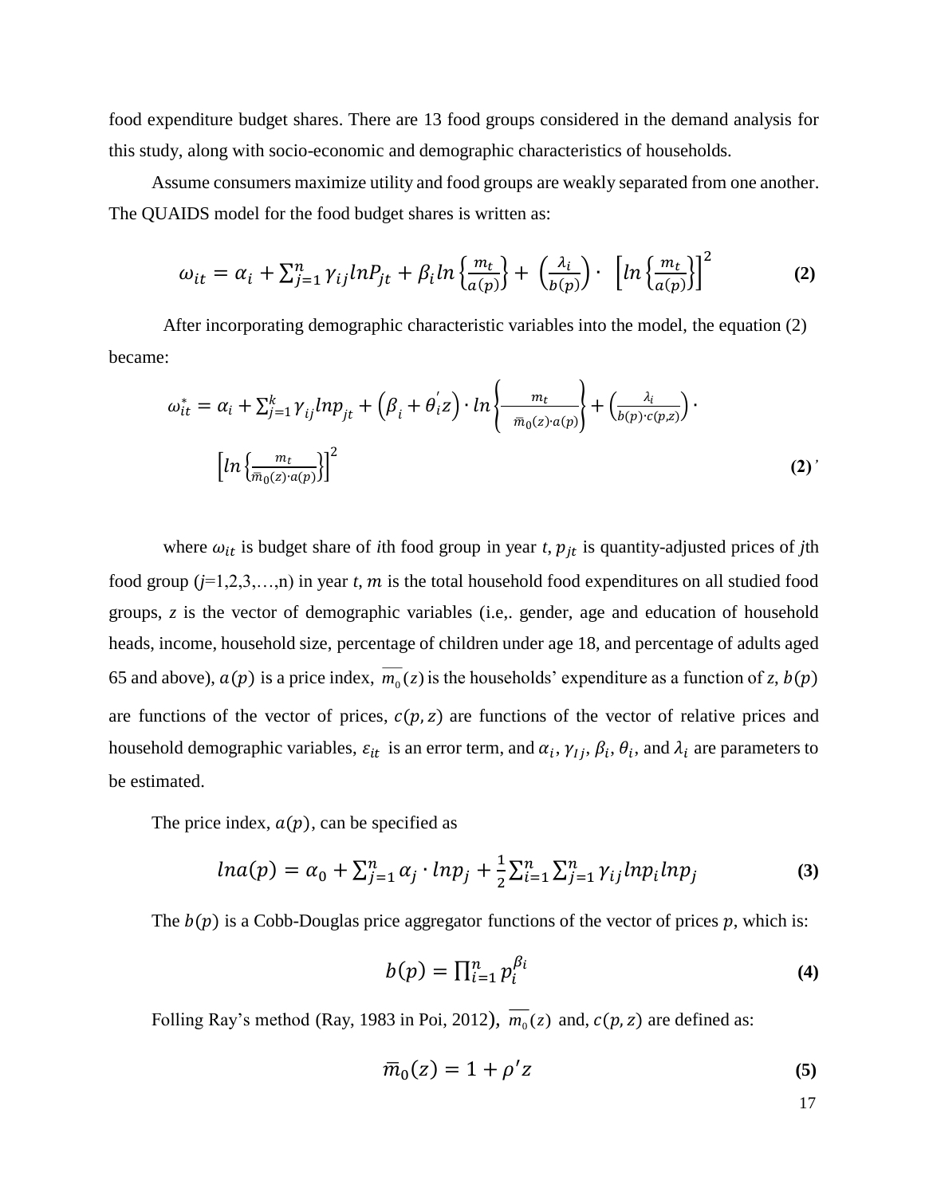food expenditure budget shares. There are 13 food groups considered in the demand analysis for this study, along with socio-economic and demographic characteristics of households.

Assume consumers maximize utility and food groups are weakly separated from one another. The QUAIDS model for the food budget shares is written as:

$$\omega_{it} = \alpha_i + \sum_{j=1}^{n} \gamma_{ij} lnP_{jt} + \beta_i ln\left\{\frac{m_t}{a(p)}\right\} + \left(\frac{\lambda_i}{b(p)}\right) \cdot \left[ln\left\{\frac{m_t}{a(p)}\right\}\right]^2 \quad \textbf{(2)}$$

After incorporating demographic characteristic variables into the model, the equation (2) became:

$$\omega_{it}^{*} = \alpha_i + \sum_{j=1}^{k} \gamma_{ij} lnp_{jt} + \left(\beta_i + \theta_i^{'} z\right) \cdot ln\left\{\frac{m_t}{\bar{m}_0(z) \cdot a(p)}\right\} + \left(\frac{\lambda_i}{b(p) \cdot c(p,z)}\right) \cdot \left[ln\left\{\frac{m_t}{\bar{m}_0(z) \cdot a(p)}\right\}\right]^2 \quad \textbf{(2)'}$$

where $\omega_{it}$ is budget share of *i*th food group in year *t*, $p_{jt}$ is quantity-adjusted prices of *j*th food group (*j*=1,2,3,…,n) in year *t*, $m$ is the total household food expenditures on all studied food groups, *z* is the vector of demographic variables (i.e,. gender, age and education of household heads, income, household size, percentage of children under age 18, and percentage of adults aged 65 and above), $a(p)$ is a price index, $\overline{m_0}(z)$ is the households' expenditure as a function of *z*, $b(p)$ are functions of the vector of prices, $c(p, z)$ are functions of the vector of relative prices and household demographic variables, $\varepsilon_{it}$ is an error term, and $\alpha_i$, $\gamma_{Ij}$, $\beta_i$, $\theta_i$, and $\lambda_i$ are parameters to be estimated.

The price index, $a(p)$, can be specified as

$$lna(p) = \alpha_0 + \sum_{j=1}^{n} \alpha_j \cdot lnp_j + \frac{1}{2} \sum_{i=1}^{n} \sum_{j=1}^{n} \gamma_{ij} lnp_i lnp_j \quad \textbf{(3)}$$

The $b(p)$ is a Cobb-Douglas price aggregator functions of the vector of prices $p$, which is:

$$b(p) = \prod_{i=1}^{n} p_i^{\beta_i} \quad \textbf{(4)}$$

Folling Ray's method (Ray, 1983 in Poi, 2012), $\overline{m_0}(z)$ and, $c(p, z)$ are defined as:

$$\bar{m}_0(z) = 1 + \rho' z \quad \textbf{(5)}$$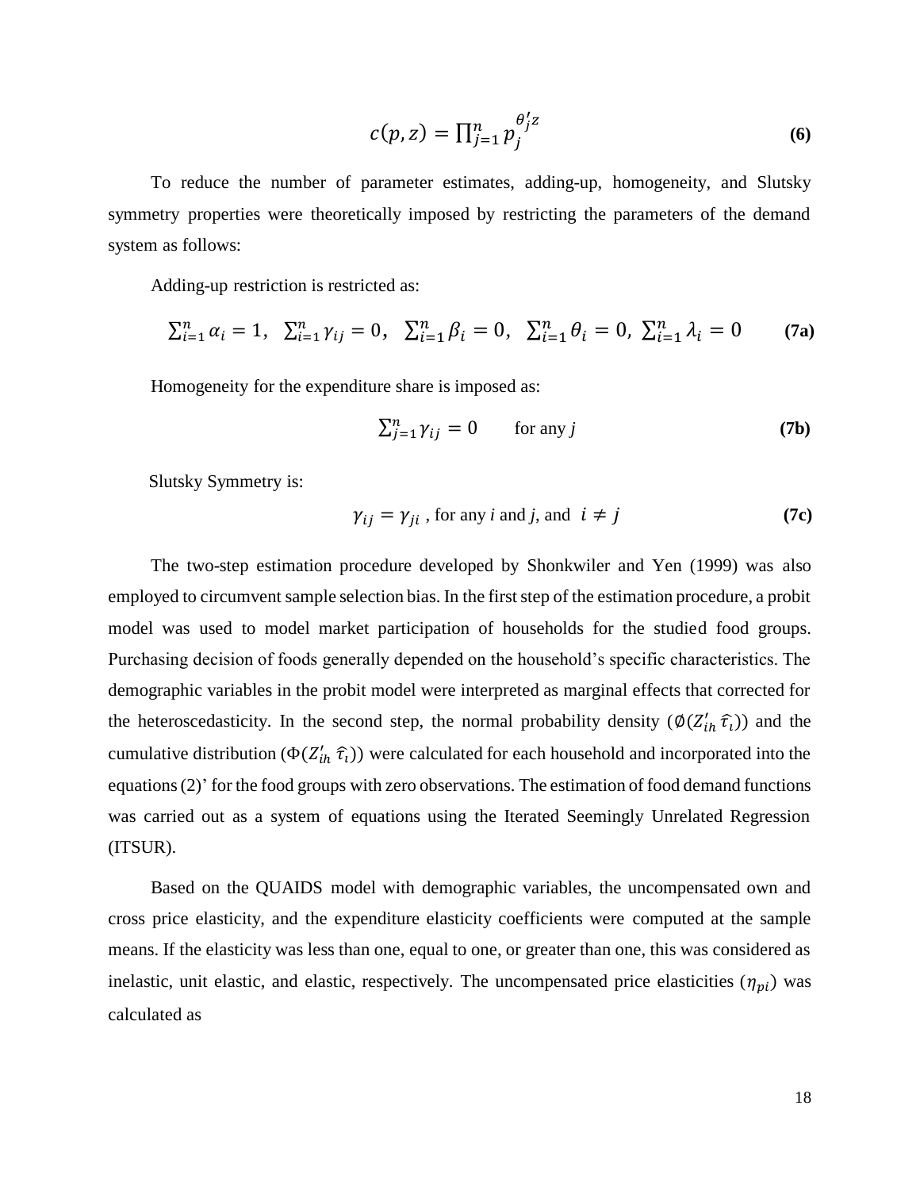$$c(p, z) = \prod_{j=1}^{n} p_j^{\theta_j' z} \tag{6}$$

To reduce the number of parameter estimates, adding-up, homogeneity, and Slutsky symmetry properties were theoretically imposed by restricting the parameters of the demand system as follows:

Adding-up restriction is restricted as:

$$\sum_{i=1}^{n} \alpha_i = 1, \ \ \sum_{i=1}^{n} \gamma_{ij} = 0, \ \ \sum_{i=1}^{n} \beta_i = 0, \ \ \sum_{i=1}^{n} \theta_i = 0, \ \sum_{i=1}^{n} \lambda_i = 0 \tag{7a}$$

Homogeneity for the expenditure share is imposed as:

$$\sum_{j=1}^{n} \gamma_{ij} = 0 \qquad \text{for any } j \tag{7b}$$

Slutsky Symmetry is:

$$\gamma_{ij} = \gamma_{ji} \text{ , for any } i \text{ and } j \text{, and } \ i \neq j \tag{7c}$$

The two-step estimation procedure developed by Shonkwiler and Yen (1999) was also employed to circumvent sample selection bias. In the first step of the estimation procedure, a probit model was used to model market participation of households for the studied food groups. Purchasing decision of foods generally depended on the household's specific characteristics. The demographic variables in the probit model were interpreted as marginal effects that corrected for the heteroscedasticity. In the second step, the normal probability density ($\emptyset(Z_{ih}' \, \hat{\tau}_i)$) and the cumulative distribution ($\Phi(Z_{ih}' \, \hat{\tau}_i)$) were calculated for each household and incorporated into the equations (2)' for the food groups with zero observations. The estimation of food demand functions was carried out as a system of equations using the Iterated Seemingly Unrelated Regression (ITSUR).

Based on the QUAIDS model with demographic variables, the uncompensated own and cross price elasticity, and the expenditure elasticity coefficients were computed at the sample means. If the elasticity was less than one, equal to one, or greater than one, this was considered as inelastic, unit elastic, and elastic, respectively. The uncompensated price elasticities ($\eta_{pi}$) was calculated as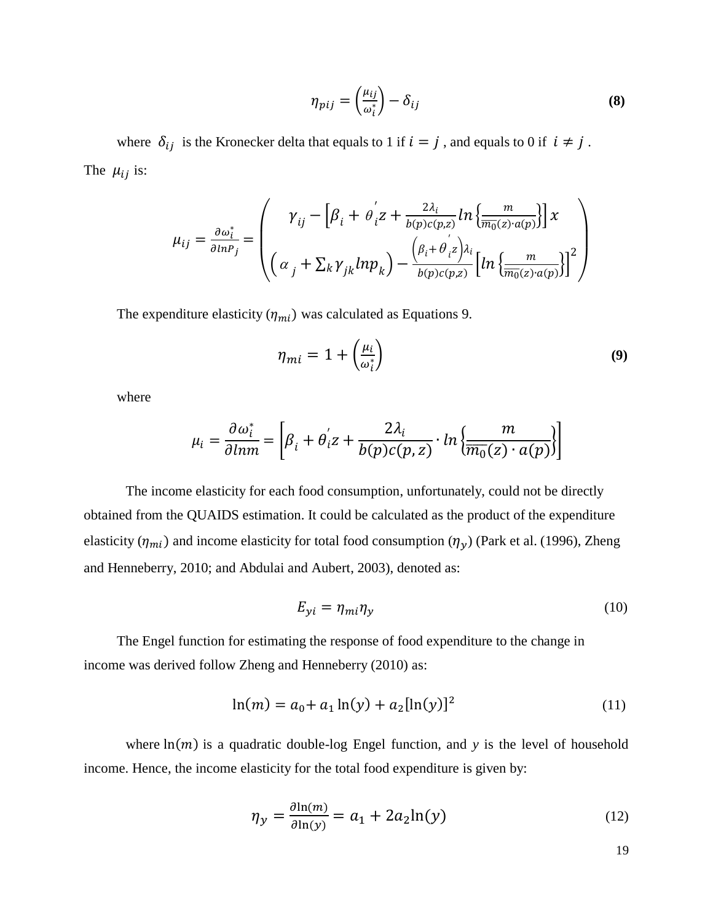$$\eta_{pij} = \left(\frac{\mu_{ij}}{\omega_i^*}\right) - \delta_{ij} \tag{8}$$

where $\delta_{ij}$ is the Kronecker delta that equals to 1 if $i = j$, and equals to 0 if $i \neq j$. The $\mu_{ij}$ is:

$$\mu_{ij} = \frac{\partial \omega_i^*}{\partial lnP_j} = \begin{pmatrix} \gamma_{ij} - \left[\beta_i + \theta_i^{'} z + \frac{2\lambda_i}{b(p)c(p,z)} ln\left\{\frac{m}{\overline{m_0}(z) \cdot a(p)}\right\}\right] x \\ \left(\alpha_j + \sum_k \gamma_{jk} lnp_k\right) - \frac{\left(\beta_i + \theta_i^{'} z\right)\lambda_i}{b(p)c(p,z)} \left[ln\left\{\frac{m}{\overline{m_0}(z) \cdot a(p)}\right\}\right]^2 \end{pmatrix}$$

The expenditure elasticity ($\eta_{mi}$) was calculated as Equations 9.

$$\eta_{mi} = 1 + \left(\frac{\mu_i}{\omega_i^*}\right) \tag{9}$$

where

$$\mu_i = \frac{\partial \omega_i^*}{\partial lnm} = \left[\beta_i + \theta_i^{'} z + \frac{2\lambda_i}{b(p)c(p,z)} \cdot ln\left\{\frac{m}{\overline{m_0}(z) \cdot a(p)}\right\}\right]$$

The income elasticity for each food consumption, unfortunately, could not be directly obtained from the QUAIDS estimation. It could be calculated as the product of the expenditure elasticity ($\eta_{mi}$) and income elasticity for total food consumption ($\eta_y$) (Park et al. (1996), Zheng and Henneberry, 2010; and Abdulai and Aubert, 2003), denoted as:

$$E_{yi} = \eta_{mi}\eta_y \tag{10}$$

The Engel function for estimating the response of food expenditure to the change in income was derived follow Zheng and Henneberry (2010) as:

$$\ln(m) = a_0 + a_1 \ln(y) + a_2[\ln(y)]^2 \tag{11}$$

where $\ln(m)$ is a quadratic double-log Engel function, and $y$ is the level of household income. Hence, the income elasticity for the total food expenditure is given by:

$$\eta_y = \frac{\partial \ln(m)}{\partial \ln(y)} = a_1 + 2a_2 \ln(y) \tag{12}$$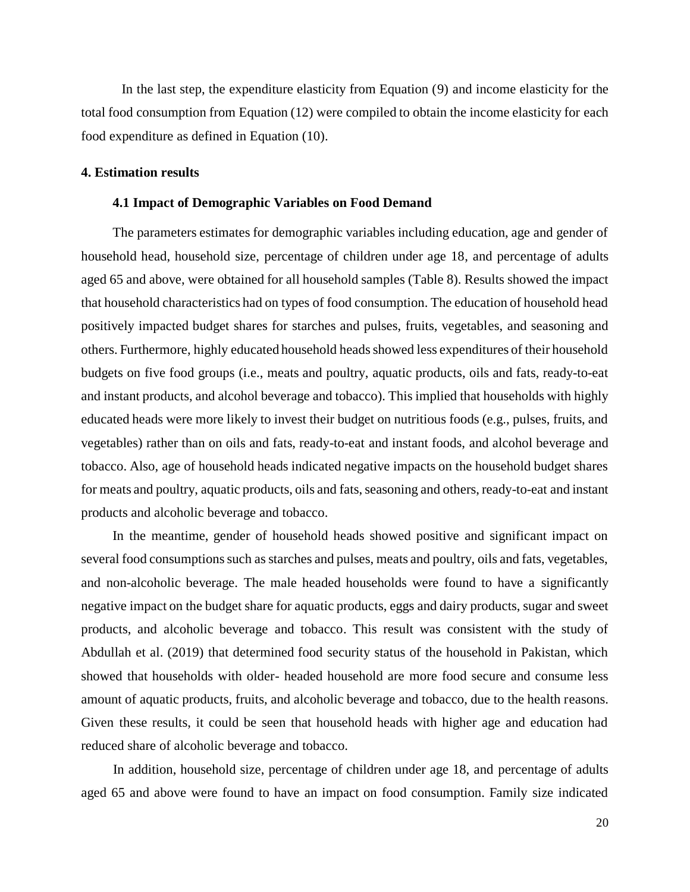In the last step, the expenditure elasticity from Equation (9) and income elasticity for the total food consumption from Equation (12) were compiled to obtain the income elasticity for each food expenditure as defined in Equation (10).

## 4. Estimation results

### 4.1 Impact of Demographic Variables on Food Demand

The parameters estimates for demographic variables including education, age and gender of household head, household size, percentage of children under age 18, and percentage of adults aged 65 and above, were obtained for all household samples (Table 8). Results showed the impact that household characteristics had on types of food consumption. The education of household head positively impacted budget shares for starches and pulses, fruits, vegetables, and seasoning and others. Furthermore, highly educated household heads showed less expenditures of their household budgets on five food groups (i.e., meats and poultry, aquatic products, oils and fats, ready-to-eat and instant products, and alcohol beverage and tobacco). This implied that households with highly educated heads were more likely to invest their budget on nutritious foods (e.g., pulses, fruits, and vegetables) rather than on oils and fats, ready-to-eat and instant foods, and alcohol beverage and tobacco. Also, age of household heads indicated negative impacts on the household budget shares for meats and poultry, aquatic products, oils and fats, seasoning and others, ready-to-eat and instant products and alcoholic beverage and tobacco.

In the meantime, gender of household heads showed positive and significant impact on several food consumptions such as starches and pulses, meats and poultry, oils and fats, vegetables, and non-alcoholic beverage. The male headed households were found to have a significantly negative impact on the budget share for aquatic products, eggs and dairy products, sugar and sweet products, and alcoholic beverage and tobacco. This result was consistent with the study of Abdullah et al. (2019) that determined food security status of the household in Pakistan, which showed that households with older- headed household are more food secure and consume less amount of aquatic products, fruits, and alcoholic beverage and tobacco, due to the health reasons. Given these results, it could be seen that household heads with higher age and education had reduced share of alcoholic beverage and tobacco.

In addition, household size, percentage of children under age 18, and percentage of adults aged 65 and above were found to have an impact on food consumption. Family size indicated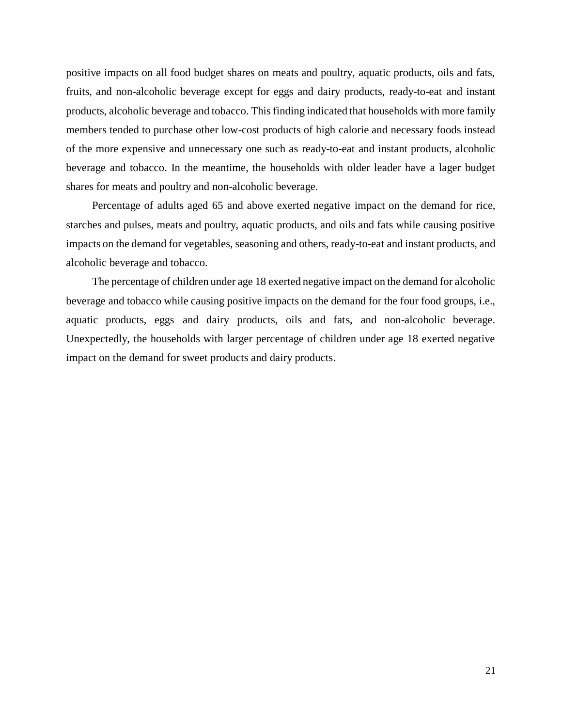positive impacts on all food budget shares on meats and poultry, aquatic products, oils and fats, fruits, and non-alcoholic beverage except for eggs and dairy products, ready-to-eat and instant products, alcoholic beverage and tobacco. This finding indicated that households with more family members tended to purchase other low-cost products of high calorie and necessary foods instead of the more expensive and unnecessary one such as ready-to-eat and instant products, alcoholic beverage and tobacco. In the meantime, the households with older leader have a lager budget shares for meats and poultry and non-alcoholic beverage.

Percentage of adults aged 65 and above exerted negative impact on the demand for rice, starches and pulses, meats and poultry, aquatic products, and oils and fats while causing positive impacts on the demand for vegetables, seasoning and others, ready-to-eat and instant products, and alcoholic beverage and tobacco.

The percentage of children under age 18 exerted negative impact on the demand for alcoholic beverage and tobacco while causing positive impacts on the demand for the four food groups, i.e., aquatic products, eggs and dairy products, oils and fats, and non-alcoholic beverage. Unexpectedly, the households with larger percentage of children under age 18 exerted negative impact on the demand for sweet products and dairy products.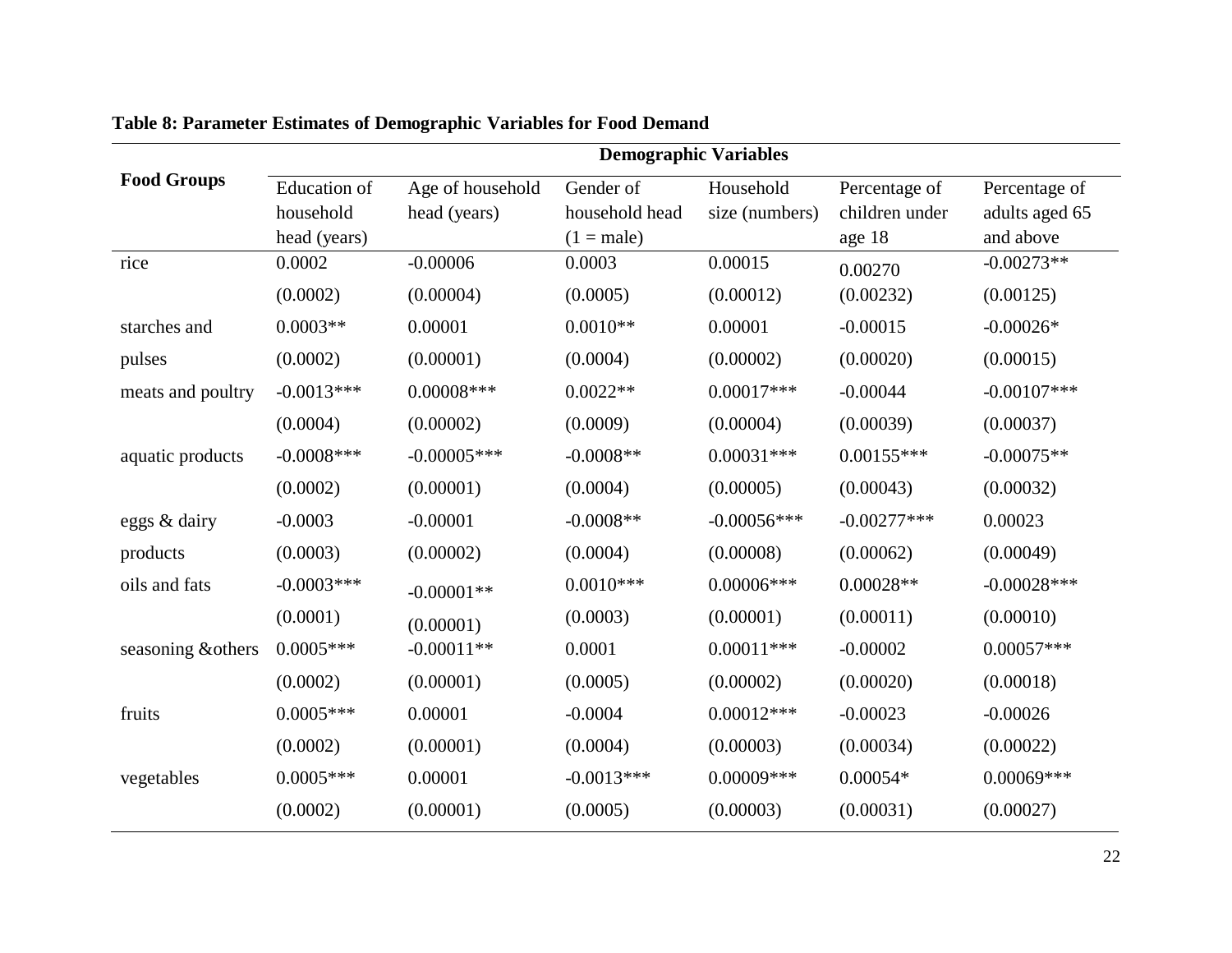**Table 8: Parameter Estimates of Demographic Variables for Food Demand**

| Food Groups | Demographic Variables | | | | | |
|---|---|---|---|---|---|---|
| | Education of household head (years) | Age of household head (years) | Gender of household head (1 = male) | Household size (numbers) | Percentage of children under age 18 | Percentage of adults aged 65 and above |
| rice | 0.0002 | -0.00006 | 0.0003 | 0.00015 | 0.00270 | -0.00273** |
| | (0.0002) | (0.00004) | (0.0005) | (0.00012) | (0.00232) | (0.00125) |
| starches and pulses | 0.0003** | 0.00001 | 0.0010** | 0.00001 | -0.00015 | -0.00026* |
| | (0.0002) | (0.00001) | (0.0004) | (0.00002) | (0.00020) | (0.00015) |
| meats and poultry | -0.0013*** | 0.00008*** | 0.0022** | 0.00017*** | -0.00044 | -0.00107*** |
| | (0.0004) | (0.00002) | (0.0009) | (0.00004) | (0.00039) | (0.00037) |
| aquatic products | -0.0008*** | -0.00005*** | -0.0008** | 0.00031*** | 0.00155*** | -0.00075** |
| | (0.0002) | (0.00001) | (0.0004) | (0.00005) | (0.00043) | (0.00032) |
| eggs & dairy products | -0.0003 | -0.00001 | -0.0008** | -0.00056*** | -0.00277*** | 0.00023 |
| | (0.0003) | (0.00002) | (0.0004) | (0.00008) | (0.00062) | (0.00049) |
| oils and fats | -0.0003*** | -0.00001** | 0.0010*** | 0.00006*** | 0.00028** | -0.00028*** |
| | (0.0001) | (0.00001) | (0.0003) | (0.00001) | (0.00011) | (0.00010) |
| seasoning &others | 0.0005*** | -0.00011** | 0.0001 | 0.00011*** | -0.00002 | 0.00057*** |
| | (0.0002) | (0.00001) | (0.0005) | (0.00002) | (0.00020) | (0.00018) |
| fruits | 0.0005*** | 0.00001 | -0.0004 | 0.00012*** | -0.00023 | -0.00026 |
| | (0.0002) | (0.00001) | (0.0004) | (0.00003) | (0.00034) | (0.00022) |
| vegetables | 0.0005*** | 0.00001 | -0.0013*** | 0.00009*** | 0.00054* | 0.00069*** |
| | (0.0002) | (0.00001) | (0.0005) | (0.00003) | (0.00031) | (0.00027) |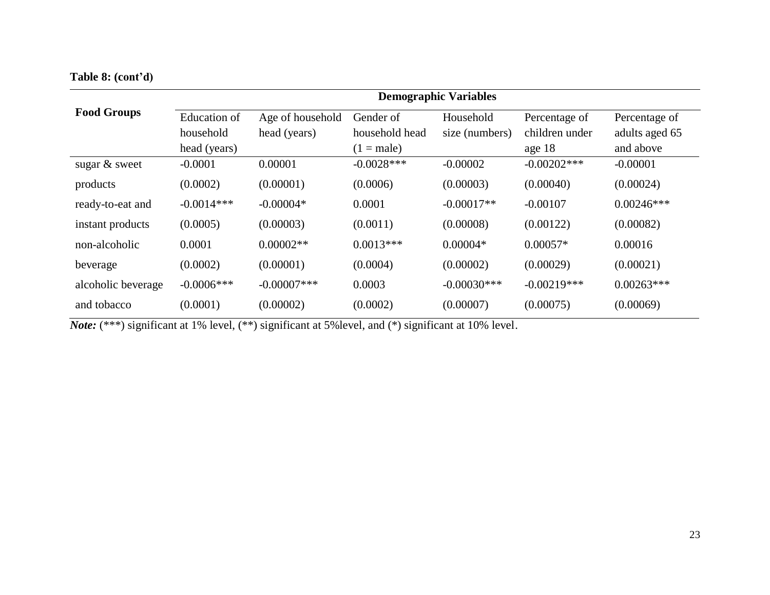**Table 8: (cont'd)**

| Food Groups | Demographic Variables | | | | | |
|---|---|---|---|---|---|---|
| | Education of household head (years) | Age of household head (years) | Gender of household head (1 = male) | Household size (numbers) | Percentage of children under age 18 | Percentage of adults aged 65 and above |
| sugar & sweet | -0.0001 | 0.00001 | -0.0028*** | -0.00002 | -0.00202*** | -0.00001 |
| products | (0.0002) | (0.00001) | (0.0006) | (0.00003) | (0.00040) | (0.00024) |
| ready-to-eat and | -0.0014*** | -0.00004* | 0.0001 | -0.00017** | -0.00107 | 0.00246*** |
| instant products | (0.0005) | (0.00003) | (0.0011) | (0.00008) | (0.00122) | (0.00082) |
| non-alcoholic | 0.0001 | 0.00002** | 0.0013*** | 0.00004* | 0.00057* | 0.00016 |
| beverage | (0.0002) | (0.00001) | (0.0004) | (0.00002) | (0.00029) | (0.00021) |
| alcoholic beverage | -0.0006*** | -0.00007*** | 0.0003 | -0.00030*** | -0.00219*** | 0.00263*** |
| and tobacco | (0.0001) | (0.00002) | (0.0002) | (0.00007) | (0.00075) | (0.00069) |

***Note:*** (***) significant at 1% level, (**) significant at 5%level, and (*) significant at 10% level.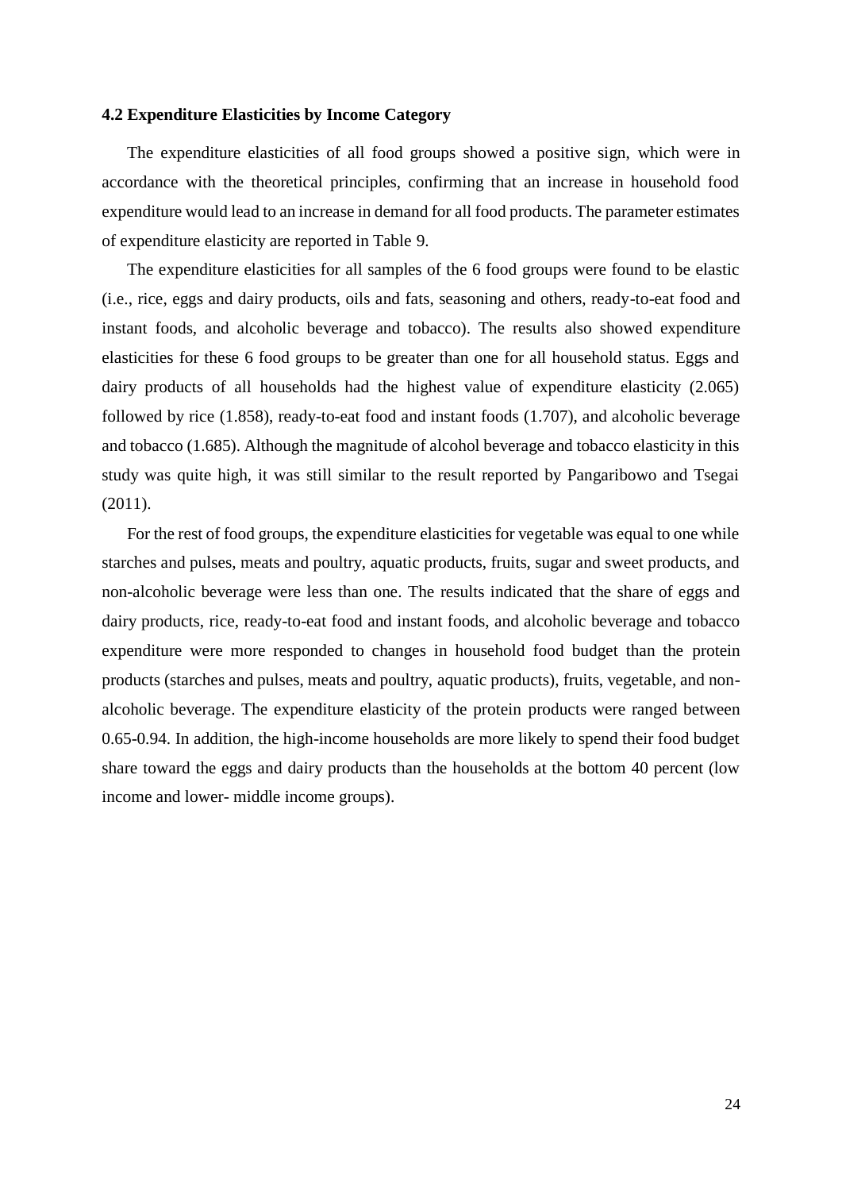### 4.2 Expenditure Elasticities by Income Category

The expenditure elasticities of all food groups showed a positive sign, which were in accordance with the theoretical principles, confirming that an increase in household food expenditure would lead to an increase in demand for all food products. The parameter estimates of expenditure elasticity are reported in Table 9.

The expenditure elasticities for all samples of the 6 food groups were found to be elastic (i.e., rice, eggs and dairy products, oils and fats, seasoning and others, ready-to-eat food and instant foods, and alcoholic beverage and tobacco). The results also showed expenditure elasticities for these 6 food groups to be greater than one for all household status. Eggs and dairy products of all households had the highest value of expenditure elasticity (2.065) followed by rice (1.858), ready-to-eat food and instant foods (1.707), and alcoholic beverage and tobacco (1.685). Although the magnitude of alcohol beverage and tobacco elasticity in this study was quite high, it was still similar to the result reported by Pangaribowo and Tsegai (2011).

For the rest of food groups, the expenditure elasticities for vegetable was equal to one while starches and pulses, meats and poultry, aquatic products, fruits, sugar and sweet products, and non-alcoholic beverage were less than one. The results indicated that the share of eggs and dairy products, rice, ready-to-eat food and instant foods, and alcoholic beverage and tobacco expenditure were more responded to changes in household food budget than the protein products (starches and pulses, meats and poultry, aquatic products), fruits, vegetable, and non-alcoholic beverage. The expenditure elasticity of the protein products were ranged between 0.65-0.94. In addition, the high-income households are more likely to spend their food budget share toward the eggs and dairy products than the households at the bottom 40 percent (low income and lower- middle income groups).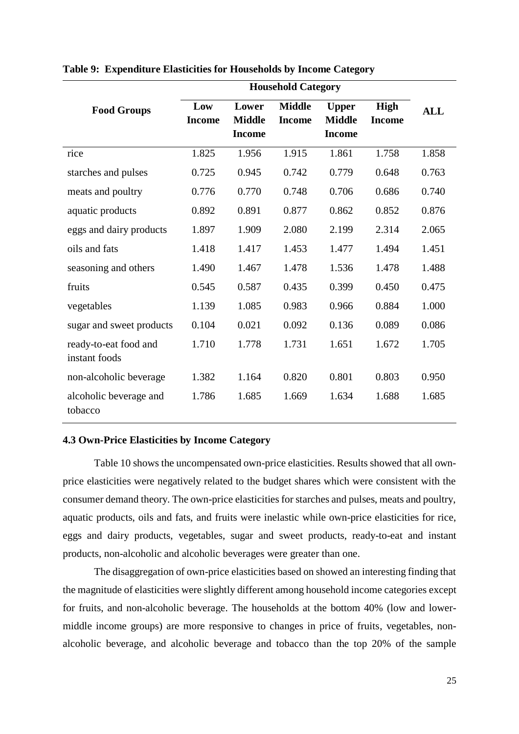**Table 9: Expenditure Elasticities for Households by Income Category**

| Food Groups | Household Category | | | | | ALL |
|---|---|---|---|---|---|---|
| | Low Income | Lower Middle Income | Middle Income | Upper Middle Income | High Income | |
| rice | 1.825 | 1.956 | 1.915 | 1.861 | 1.758 | 1.858 |
| starches and pulses | 0.725 | 0.945 | 0.742 | 0.779 | 0.648 | 0.763 |
| meats and poultry | 0.776 | 0.770 | 0.748 | 0.706 | 0.686 | 0.740 |
| aquatic products | 0.892 | 0.891 | 0.877 | 0.862 | 0.852 | 0.876 |
| eggs and dairy products | 1.897 | 1.909 | 2.080 | 2.199 | 2.314 | 2.065 |
| oils and fats | 1.418 | 1.417 | 1.453 | 1.477 | 1.494 | 1.451 |
| seasoning and others | 1.490 | 1.467 | 1.478 | 1.536 | 1.478 | 1.488 |
| fruits | 0.545 | 0.587 | 0.435 | 0.399 | 0.450 | 0.475 |
| vegetables | 1.139 | 1.085 | 0.983 | 0.966 | 0.884 | 1.000 |
| sugar and sweet products | 0.104 | 0.021 | 0.092 | 0.136 | 0.089 | 0.086 |
| ready-to-eat food and instant foods | 1.710 | 1.778 | 1.731 | 1.651 | 1.672 | 1.705 |
| non-alcoholic beverage | 1.382 | 1.164 | 0.820 | 0.801 | 0.803 | 0.950 |
| alcoholic beverage and tobacco | 1.786 | 1.685 | 1.669 | 1.634 | 1.688 | 1.685 |

### 4.3 Own-Price Elasticities by Income Category

Table 10 shows the uncompensated own-price elasticities. Results showed that all own-price elasticities were negatively related to the budget shares which were consistent with the consumer demand theory. The own-price elasticities for starches and pulses, meats and poultry, aquatic products, oils and fats, and fruits were inelastic while own-price elasticities for rice, eggs and dairy products, vegetables, sugar and sweet products, ready-to-eat and instant products, non-alcoholic and alcoholic beverages were greater than one.

The disaggregation of own-price elasticities based on showed an interesting finding that the magnitude of elasticities were slightly different among household income categories except for fruits, and non-alcoholic beverage. The households at the bottom 40% (low and lower-middle income groups) are more responsive to changes in price of fruits, vegetables, non-alcoholic beverage, and alcoholic beverage and tobacco than the top 20% of the sample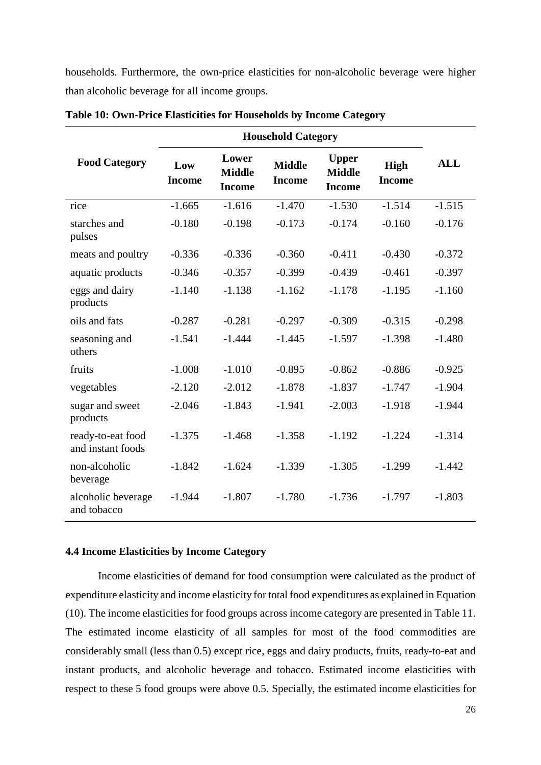households. Furthermore, the own-price elasticities for non-alcoholic beverage were higher than alcoholic beverage for all income groups.

**Table 10: Own-Price Elasticities for Households by Income Category**

| Food Category | Household Category | | | | | ALL |
|---|---|---|---|---|---|---|
| | Low Income | Lower Middle Income | Middle Income | Upper Middle Income | High Income | |
| rice | -1.665 | -1.616 | -1.470 | -1.530 | -1.514 | -1.515 |
| starches and pulses | -0.180 | -0.198 | -0.173 | -0.174 | -0.160 | -0.176 |
| meats and poultry | -0.336 | -0.336 | -0.360 | -0.411 | -0.430 | -0.372 |
| aquatic products | -0.346 | -0.357 | -0.399 | -0.439 | -0.461 | -0.397 |
| eggs and dairy products | -1.140 | -1.138 | -1.162 | -1.178 | -1.195 | -1.160 |
| oils and fats | -0.287 | -0.281 | -0.297 | -0.309 | -0.315 | -0.298 |
| seasoning and others | -1.541 | -1.444 | -1.445 | -1.597 | -1.398 | -1.480 |
| fruits | -1.008 | -1.010 | -0.895 | -0.862 | -0.886 | -0.925 |
| vegetables | -2.120 | -2.012 | -1.878 | -1.837 | -1.747 | -1.904 |
| sugar and sweet products | -2.046 | -1.843 | -1.941 | -2.003 | -1.918 | -1.944 |
| ready-to-eat food and instant foods | -1.375 | -1.468 | -1.358 | -1.192 | -1.224 | -1.314 |
| non-alcoholic beverage | -1.842 | -1.624 | -1.339 | -1.305 | -1.299 | -1.442 |
| alcoholic beverage and tobacco | -1.944 | -1.807 | -1.780 | -1.736 | -1.797 | -1.803 |

### 4.4 Income Elasticities by Income Category

Income elasticities of demand for food consumption were calculated as the product of expenditure elasticity and income elasticity for total food expenditures as explained in Equation (10). The income elasticities for food groups across income category are presented in Table 11. The estimated income elasticity of all samples for most of the food commodities are considerably small (less than 0.5) except rice, eggs and dairy products, fruits, ready-to-eat and instant products, and alcoholic beverage and tobacco. Estimated income elasticities with respect to these 5 food groups were above 0.5. Specially, the estimated income elasticities for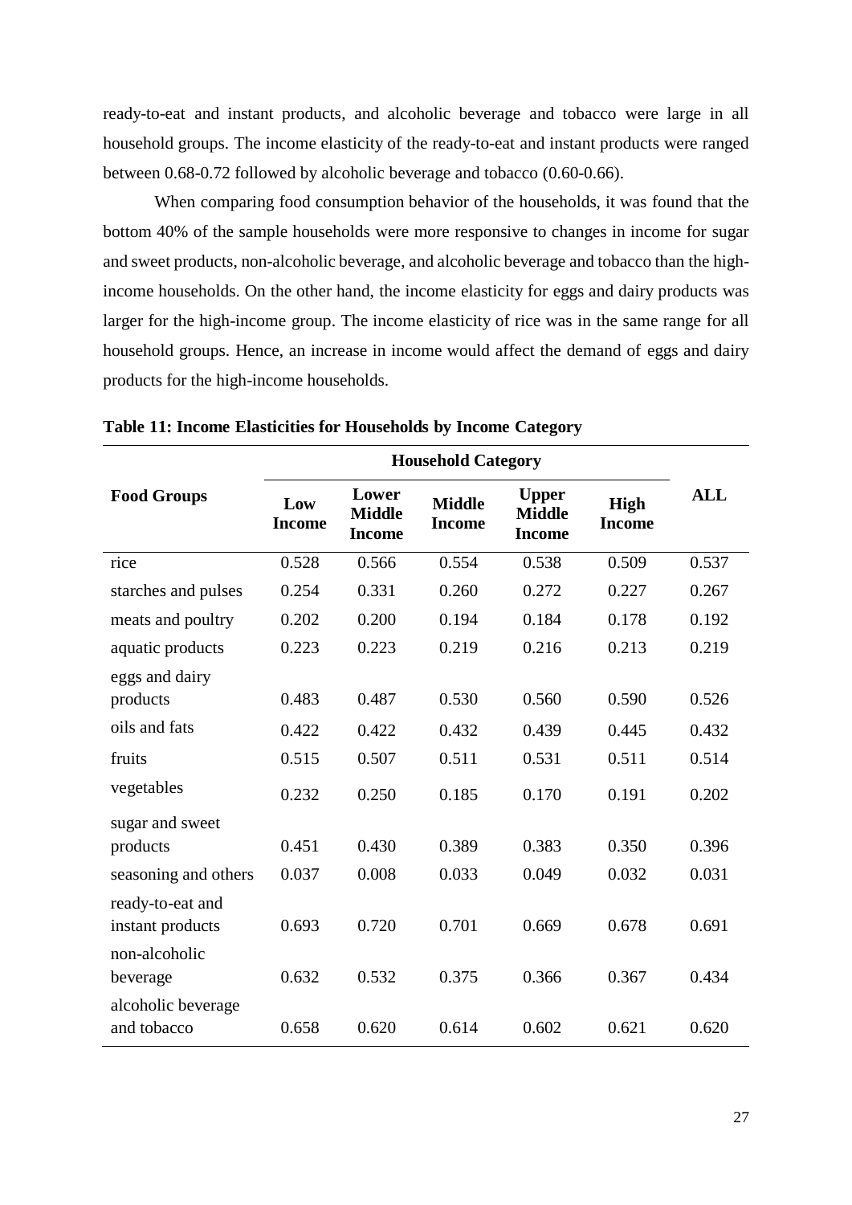ready-to-eat and instant products, and alcoholic beverage and tobacco were large in all household groups. The income elasticity of the ready-to-eat and instant products were ranged between 0.68-0.72 followed by alcoholic beverage and tobacco (0.60-0.66).

When comparing food consumption behavior of the households, it was found that the bottom 40% of the sample households were more responsive to changes in income for sugar and sweet products, non-alcoholic beverage, and alcoholic beverage and tobacco than the high-income households. On the other hand, the income elasticity for eggs and dairy products was larger for the high-income group. The income elasticity of rice was in the same range for all household groups. Hence, an increase in income would affect the demand of eggs and dairy products for the high-income households.

**Table 11: Income Elasticities for Households by Income Category**

| Food Groups | Household Category | | | | | ALL |
|---|---|---|---|---|---|---|
| | Low Income | Lower Middle Income | Middle Income | Upper Middle Income | High Income | |
| rice | 0.528 | 0.566 | 0.554 | 0.538 | 0.509 | 0.537 |
| starches and pulses | 0.254 | 0.331 | 0.260 | 0.272 | 0.227 | 0.267 |
| meats and poultry | 0.202 | 0.200 | 0.194 | 0.184 | 0.178 | 0.192 |
| aquatic products | 0.223 | 0.223 | 0.219 | 0.216 | 0.213 | 0.219 |
| eggs and dairy products | 0.483 | 0.487 | 0.530 | 0.560 | 0.590 | 0.526 |
| oils and fats | 0.422 | 0.422 | 0.432 | 0.439 | 0.445 | 0.432 |
| fruits | 0.515 | 0.507 | 0.511 | 0.531 | 0.511 | 0.514 |
| vegetables | 0.232 | 0.250 | 0.185 | 0.170 | 0.191 | 0.202 |
| sugar and sweet products | 0.451 | 0.430 | 0.389 | 0.383 | 0.350 | 0.396 |
| seasoning and others | 0.037 | 0.008 | 0.033 | 0.049 | 0.032 | 0.031 |
| ready-to-eat and instant products | 0.693 | 0.720 | 0.701 | 0.669 | 0.678 | 0.691 |
| non-alcoholic beverage | 0.632 | 0.532 | 0.375 | 0.366 | 0.367 | 0.434 |
| alcoholic beverage and tobacco | 0.658 | 0.620 | 0.614 | 0.602 | 0.621 | 0.620 |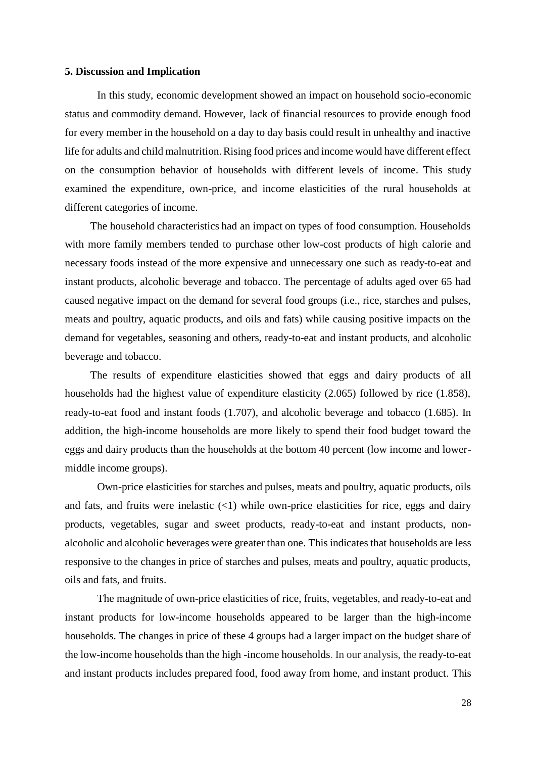**5. Discussion and Implication**

In this study, economic development showed an impact on household socio-economic status and commodity demand. However, lack of financial resources to provide enough food for every member in the household on a day to day basis could result in unhealthy and inactive life for adults and child malnutrition. Rising food prices and income would have different effect on the consumption behavior of households with different levels of income. This study examined the expenditure, own-price, and income elasticities of the rural households at different categories of income.

The household characteristics had an impact on types of food consumption. Households with more family members tended to purchase other low-cost products of high calorie and necessary foods instead of the more expensive and unnecessary one such as ready-to-eat and instant products, alcoholic beverage and tobacco. The percentage of adults aged over 65 had caused negative impact on the demand for several food groups (i.e., rice, starches and pulses, meats and poultry, aquatic products, and oils and fats) while causing positive impacts on the demand for vegetables, seasoning and others, ready-to-eat and instant products, and alcoholic beverage and tobacco.

The results of expenditure elasticities showed that eggs and dairy products of all households had the highest value of expenditure elasticity (2.065) followed by rice (1.858), ready-to-eat food and instant foods (1.707), and alcoholic beverage and tobacco (1.685). In addition, the high-income households are more likely to spend their food budget toward the eggs and dairy products than the households at the bottom 40 percent (low income and lower-middle income groups).

Own-price elasticities for starches and pulses, meats and poultry, aquatic products, oils and fats, and fruits were inelastic (<1) while own-price elasticities for rice, eggs and dairy products, vegetables, sugar and sweet products, ready-to-eat and instant products, non-alcoholic and alcoholic beverages were greater than one. This indicates that households are less responsive to the changes in price of starches and pulses, meats and poultry, aquatic products, oils and fats, and fruits.

The magnitude of own-price elasticities of rice, fruits, vegetables, and ready-to-eat and instant products for low-income households appeared to be larger than the high-income households. The changes in price of these 4 groups had a larger impact on the budget share of the low-income households than the high -income households. In our analysis, the ready-to-eat and instant products includes prepared food, food away from home, and instant product. This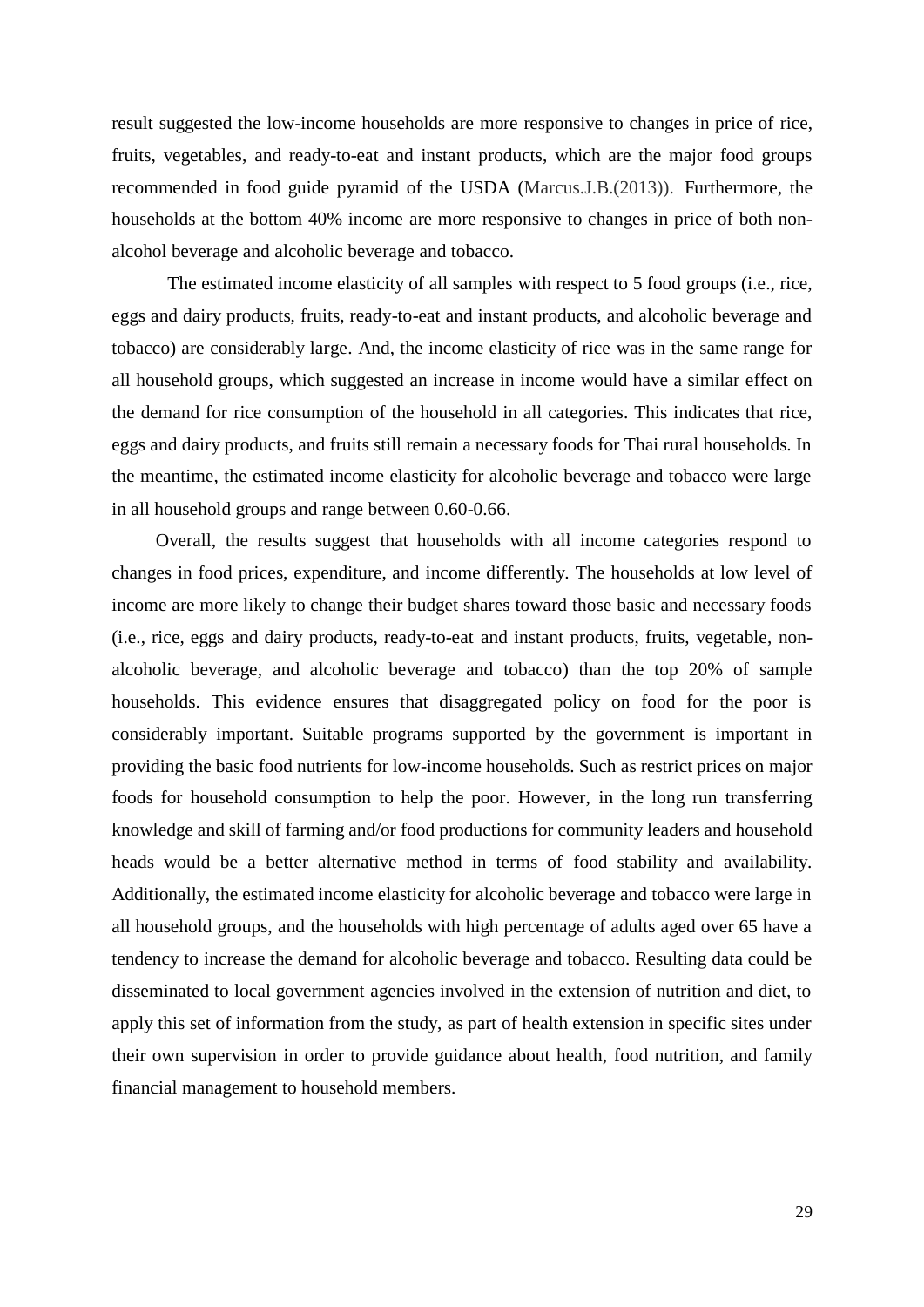result suggested the low-income households are more responsive to changes in price of rice, fruits, vegetables, and ready-to-eat and instant products, which are the major food groups recommended in food guide pyramid of the USDA (Marcus.J.B.(2013)). Furthermore, the households at the bottom 40% income are more responsive to changes in price of both non-alcohol beverage and alcoholic beverage and tobacco.

The estimated income elasticity of all samples with respect to 5 food groups (i.e., rice, eggs and dairy products, fruits, ready-to-eat and instant products, and alcoholic beverage and tobacco) are considerably large. And, the income elasticity of rice was in the same range for all household groups, which suggested an increase in income would have a similar effect on the demand for rice consumption of the household in all categories. This indicates that rice, eggs and dairy products, and fruits still remain a necessary foods for Thai rural households. In the meantime, the estimated income elasticity for alcoholic beverage and tobacco were large in all household groups and range between 0.60-0.66.

Overall, the results suggest that households with all income categories respond to changes in food prices, expenditure, and income differently. The households at low level of income are more likely to change their budget shares toward those basic and necessary foods (i.e., rice, eggs and dairy products, ready-to-eat and instant products, fruits, vegetable, non-alcoholic beverage, and alcoholic beverage and tobacco) than the top 20% of sample households. This evidence ensures that disaggregated policy on food for the poor is considerably important. Suitable programs supported by the government is important in providing the basic food nutrients for low-income households. Such as restrict prices on major foods for household consumption to help the poor. However, in the long run transferring knowledge and skill of farming and/or food productions for community leaders and household heads would be a better alternative method in terms of food stability and availability. Additionally, the estimated income elasticity for alcoholic beverage and tobacco were large in all household groups, and the households with high percentage of adults aged over 65 have a tendency to increase the demand for alcoholic beverage and tobacco. Resulting data could be disseminated to local government agencies involved in the extension of nutrition and diet, to apply this set of information from the study, as part of health extension in specific sites under their own supervision in order to provide guidance about health, food nutrition, and family financial management to household members.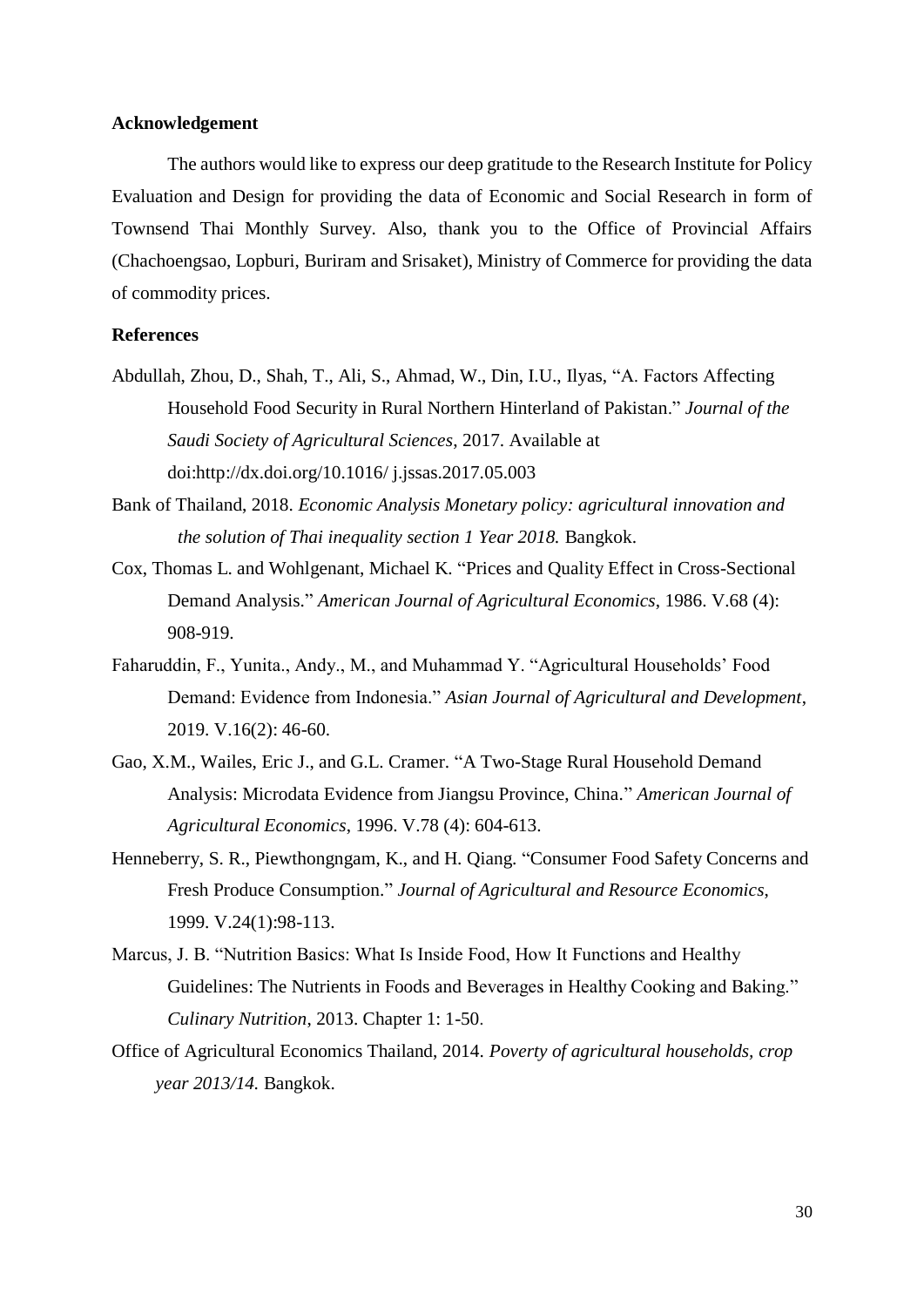### Acknowledgement

The authors would like to express our deep gratitude to the Research Institute for Policy Evaluation and Design for providing the data of Economic and Social Research in form of Townsend Thai Monthly Survey. Also, thank you to the Office of Provincial Affairs (Chachoengsao, Lopburi, Buriram and Srisaket), Ministry of Commerce for providing the data of commodity prices.

### References

Abdullah, Zhou, D., Shah, T., Ali, S., Ahmad, W., Din, I.U., Ilyas, "A. Factors Affecting Household Food Security in Rural Northern Hinterland of Pakistan." *Journal of the Saudi Society of Agricultural Sciences*, 2017. Available at doi:http://dx.doi.org/10.1016/ j.jssas.2017.05.003

Bank of Thailand, 2018. *Economic Analysis Monetary policy: agricultural innovation and the solution of Thai inequality section 1 Year 2018.* Bangkok.

Cox, Thomas L. and Wohlgenant, Michael K. "Prices and Quality Effect in Cross-Sectional Demand Analysis." *American Journal of Agricultural Economics*, 1986. V.68 (4): 908-919.

Faharuddin, F., Yunita., Andy., M., and Muhammad Y. "Agricultural Households' Food Demand: Evidence from Indonesia." *Asian Journal of Agricultural and Development*, 2019. V.16(2): 46-60.

Gao, X.M., Wailes, Eric J., and G.L. Cramer. "A Two-Stage Rural Household Demand Analysis: Microdata Evidence from Jiangsu Province, China." *American Journal of Agricultural Economics*, 1996. V.78 (4): 604-613.

Henneberry, S. R., Piewthongngam, K., and H. Qiang. "Consumer Food Safety Concerns and Fresh Produce Consumption." *Journal of Agricultural and Resource Economics*, 1999. V.24(1):98-113.

Marcus, J. B. "Nutrition Basics: What Is Inside Food, How It Functions and Healthy Guidelines: The Nutrients in Foods and Beverages in Healthy Cooking and Baking." *Culinary Nutrition*, 2013. Chapter 1: 1-50.

Office of Agricultural Economics Thailand, 2014. *Poverty of agricultural households, crop year 2013/14.* Bangkok.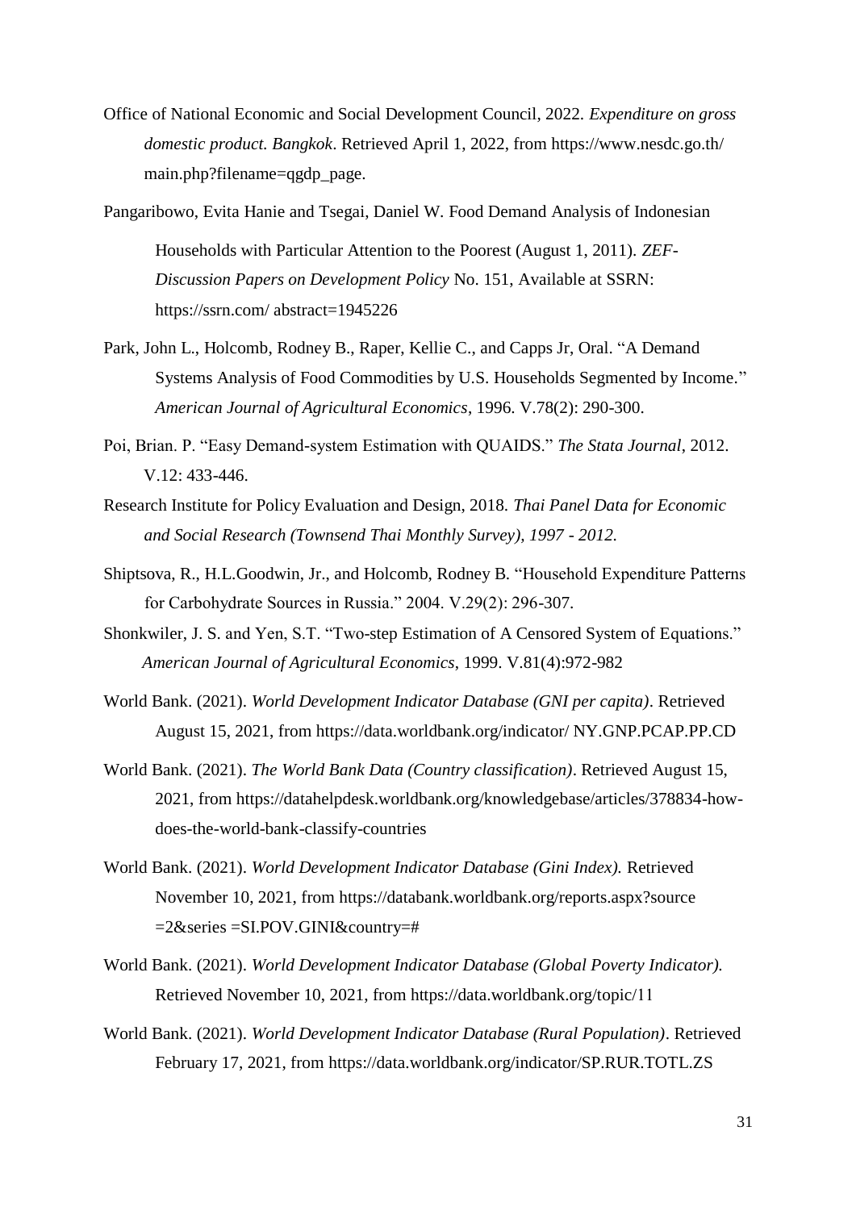Office of National Economic and Social Development Council, 2022. *Expenditure on gross domestic product. Bangkok*. Retrieved April 1, 2022, from https://www.nesdc.go.th/ main.php?filename=qgdp_page.

Pangaribowo, Evita Hanie and Tsegai, Daniel W. Food Demand Analysis of Indonesian Households with Particular Attention to the Poorest (August 1, 2011). *ZEF-Discussion Papers on Development Policy* No. 151, Available at SSRN: https://ssrn.com/ abstract=1945226

Park, John L., Holcomb, Rodney B., Raper, Kellie C., and Capps Jr, Oral. "A Demand Systems Analysis of Food Commodities by U.S. Households Segmented by Income." *American Journal of Agricultural Economics*, 1996. V.78(2): 290-300.

Poi, Brian. P. "Easy Demand-system Estimation with QUAIDS." *The Stata Journal*, 2012. V.12: 433-446.

Research Institute for Policy Evaluation and Design, 2018. *Thai Panel Data for Economic and Social Research (Townsend Thai Monthly Survey), 1997 - 2012.*

Shiptsova, R., H.L.Goodwin, Jr., and Holcomb, Rodney B. "Household Expenditure Patterns for Carbohydrate Sources in Russia." 2004. V.29(2): 296-307.

Shonkwiler, J. S. and Yen, S.T. "Two-step Estimation of A Censored System of Equations." *American Journal of Agricultural Economics*, 1999. V.81(4):972-982

World Bank. (2021). *World Development Indicator Database (GNI per capita)*. Retrieved August 15, 2021, from https://data.worldbank.org/indicator/ NY.GNP.PCAP.PP.CD

World Bank. (2021). *The World Bank Data (Country classification)*. Retrieved August 15, 2021, from https://datahelpdesk.worldbank.org/knowledgebase/articles/378834-how-does-the-world-bank-classify-countries

World Bank. (2021). *World Development Indicator Database (Gini Index).* Retrieved November 10, 2021, from https://databank.worldbank.org/reports.aspx?source =2&series =SI.POV.GINI&country=#

World Bank. (2021). *World Development Indicator Database (Global Poverty Indicator).* Retrieved November 10, 2021, from https://data.worldbank.org/topic/11

World Bank. (2021). *World Development Indicator Database (Rural Population)*. Retrieved February 17, 2021, from https://data.worldbank.org/indicator/SP.RUR.TOTL.ZS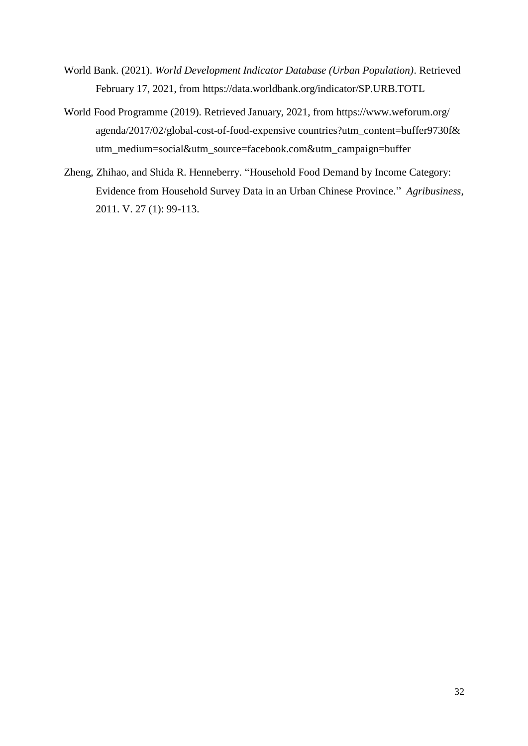World Bank. (2021). *World Development Indicator Database (Urban Population)*. Retrieved February 17, 2021, from https://data.worldbank.org/indicator/SP.URB.TOTL

World Food Programme (2019). Retrieved January, 2021, from https://www.weforum.org/agenda/2017/02/global-cost-of-food-expensive countries?utm_content=buffer9730f&utm_medium=social&utm_source=facebook.com&utm_campaign=buffer

Zheng, Zhihao, and Shida R. Henneberry. "Household Food Demand by Income Category: Evidence from Household Survey Data in an Urban Chinese Province." *Agribusiness*, 2011. V. 27 (1): 99-113.